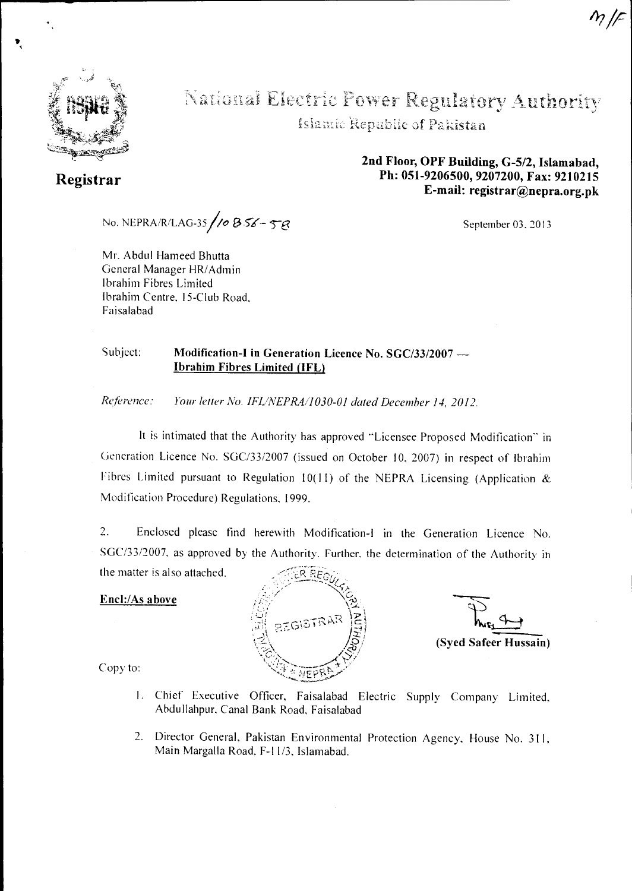M/F

# National Electric Power Regulatory Authority

Islamic Republic of Pakistan

**Registrar**

**2nd Floor, OPF Building, G-5/2, Islamabad,**
**Ph: 051-9206500, 9207200, Fax: 9210215**
**E-mail: registrar@nepra.org.pk**

No. NEPRA/R/LAG-35/10856-58

September 03, 2013

Mr. Abdul Hameed Bhutta
General Manager HR/Admin
Ibrahim Fibres Limited
Ibrahim Centre, 15-Club Road,
Faisalabad

Subject: **Modification-I in Generation Licence No. SGC/33/2007 — Ibrahim Fibres Limited (IFL)**

*Reference: Your letter No. IFL/NEPRA/1030-01 dated December 14, 2012.*

It is intimated that the Authority has approved "Licensee Proposed Modification" in Generation Licence No. SGC/33/2007 (issued on October 10, 2007) in respect of Ibrahim Fibres Limited pursuant to Regulation 10(11) of the NEPRA Licensing (Application & Modification Procedure) Regulations, 1999.

2. Enclosed please find herewith Modification-I in the Generation Licence No. SGC/33/2007, as approved by the Authority. Further, the determination of the Authority in the matter is also attached.

**Encl:/As above**

(Syed Safeer Hussain)

Copy to:

1. Chief Executive Officer, Faisalabad Electric Supply Company Limited, Abdullahpur, Canal Bank Road, Faisalabad
2. Director General, Pakistan Environmental Protection Agency, House No. 311, Main Margalla Road, F-11/3, Islamabad.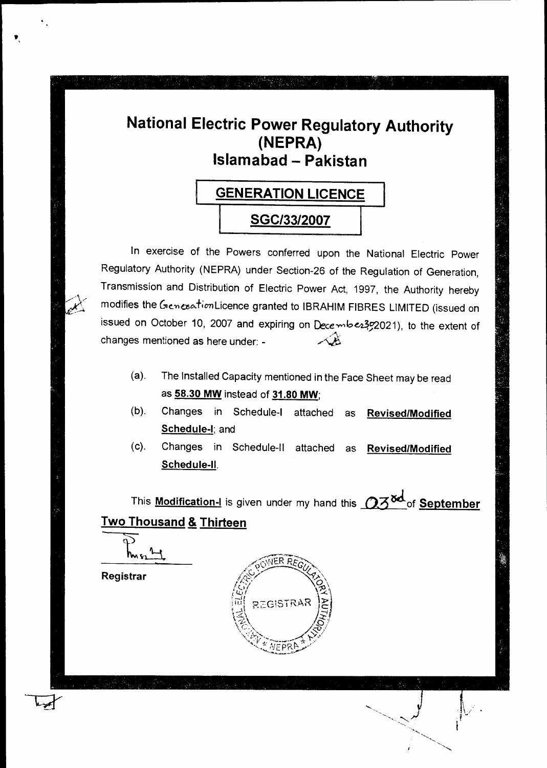# National Electric Power Regulatory Authority (NEPRA) Islamabad – Pakistan

## GENERATION LICENCE

## SGC/33/2007

In exercise of the Powers conferred upon the National Electric Power Regulatory Authority (NEPRA) under Section-26 of the Regulation of Generation, Transmission and Distribution of Electric Power Act, 1997, the Authority hereby modifies the Generation Licence granted to IBRAHIM FIBRES LIMITED (issued on issued on October 10, 2007 and expiring on December 30, 2021), to the extent of changes mentioned as here under: -

(a). The Installed Capacity mentioned in the Face Sheet may be read as **58.30 MW** instead of **31.80 MW**;

(b). Changes in Schedule-I attached as **Revised/Modified Schedule-I**; and

(c). Changes in Schedule-II attached as **Revised/Modified Schedule-II**.

This **Modification-I** is given under my hand this 03rd of **September Two Thousand & Thirteen**

Registrar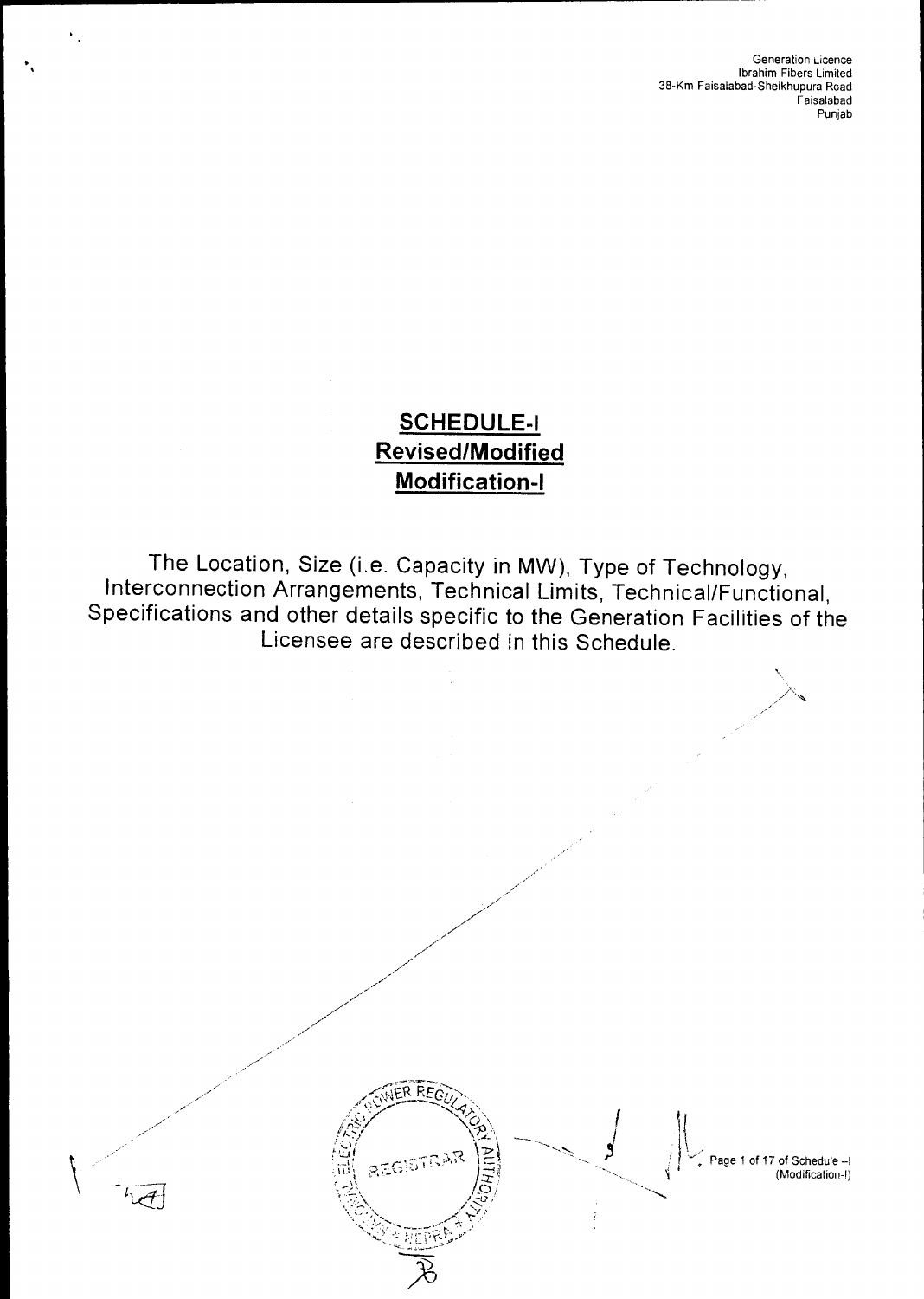# SCHEDULE-I
## Revised/Modified
## Modification-I

The Location, Size (i.e. Capacity in MW), Type of Technology, Interconnection Arrangements, Technical Limits, Technical/Functional, Specifications and other details specific to the Generation Facilities of the Licensee are described in this Schedule.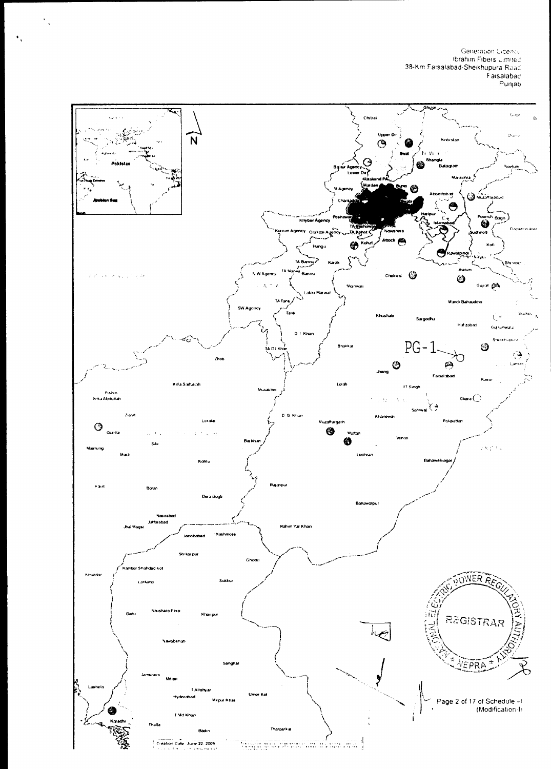Generation Licence
Ibrahim Fibers Limited
38-Km Faisalabad-Sheikhupura Road
Faisalabad
Punjab

PG-1

Creation Date: June 22, 2009

REGISTRAR
NATIONAL ELECTRIC POWER REGULATORY AUTHORITY
NEPRA

Page 2 of 17 of Schedule -I
(Modification-I)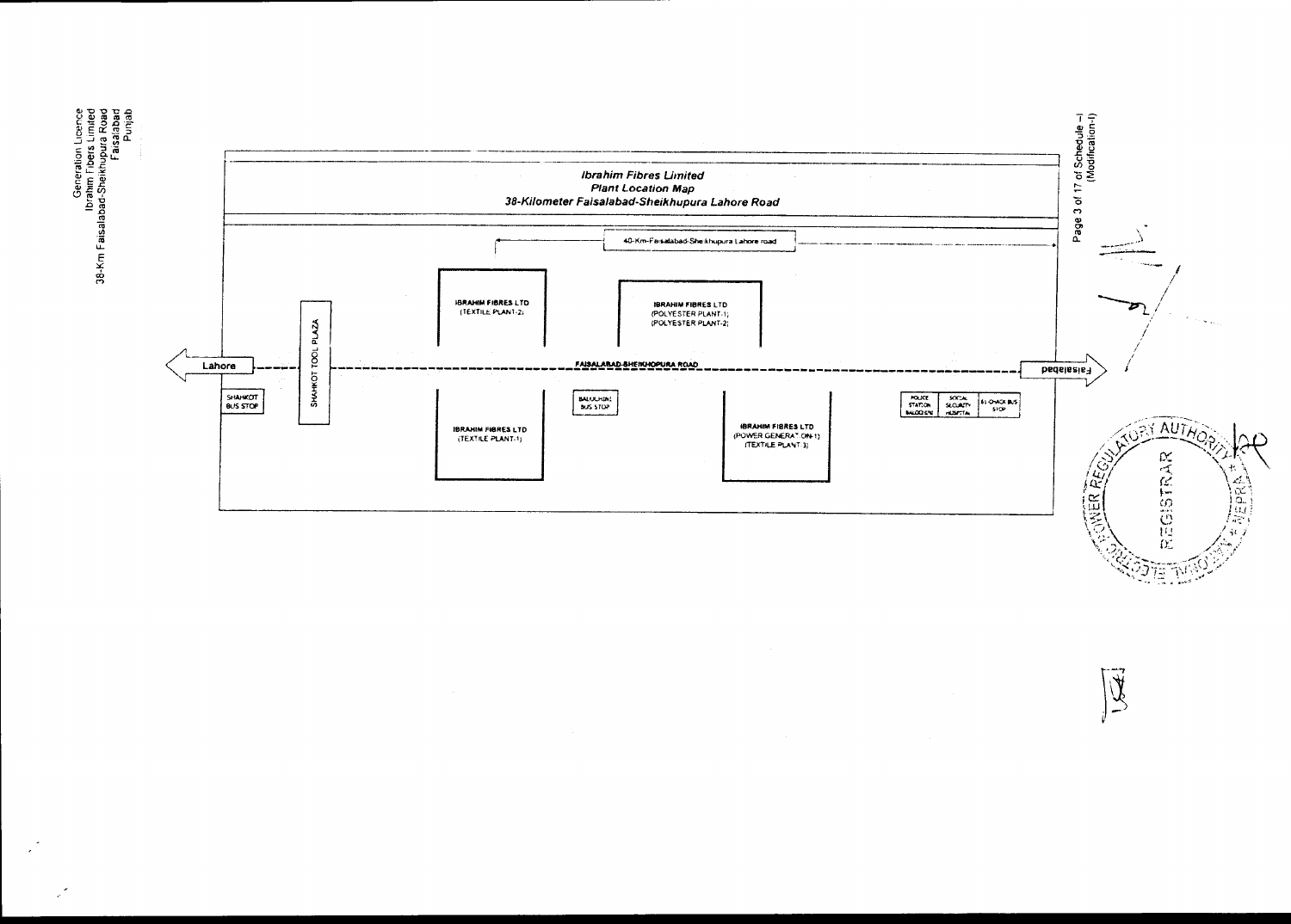# Ibrahim Fibres Limited

## Plant Location Map

### 38-Kilometer Faisalabad-Sheikhupura Lahore Road

40-Km-Faisalabad-Sheikhupura Lahore road

IBRAHIM FIBRES LTD (TEXTILE PLANT-2)

IBRAHIM FIBRES LTD (POLYESTER PLANT-1) (POLYESTER PLANT-2)

Lahore

SHAHKOT TOOL PLAZA

FAISALABAD-SHEIKHUPURA ROAD

Faisalabad

SHAHKOT BUS STOP

BALOCHANI BUS STOP

POLICE STATION BALOCHANI

SOCIAL SECURITY HOSPITAL

61 CHACK BUS STOP

IBRAHIM FIBRES LTD (TEXTILE PLANT-1)

IBRAHIM FIBRES LTD (POWER GENERATION-1) (TEXTILE PLANT-3)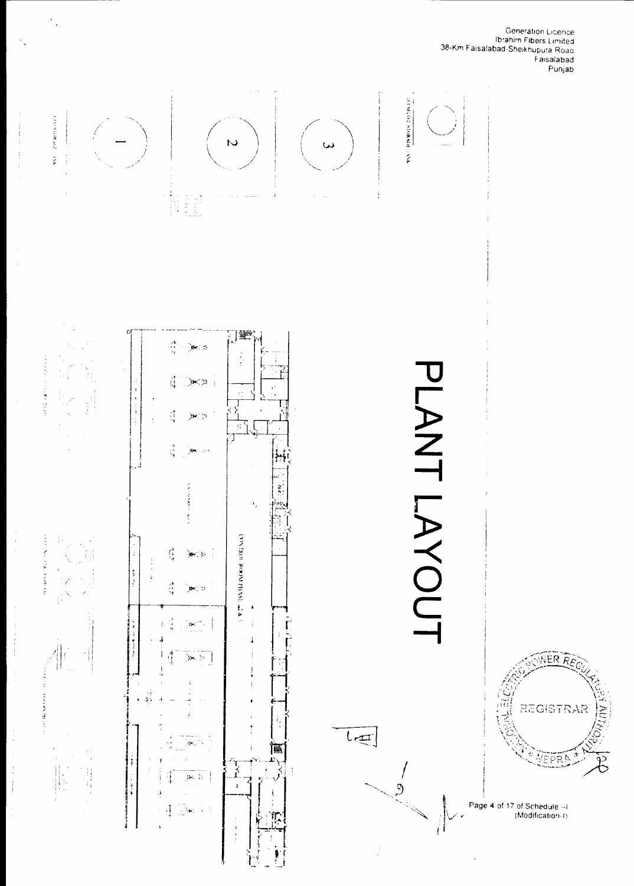Generation Licence
Ibrahim Fibers Limited
38-Km Faisalabad-Sheikhupura Road
Faisalabad
Punjab

# PLANT LAYOUT

CONTROL ROOM PHASE - 2 & 3

REGISTRAR

NEPRA

Page 4 of 17 of Schedule -I
(Modification-I)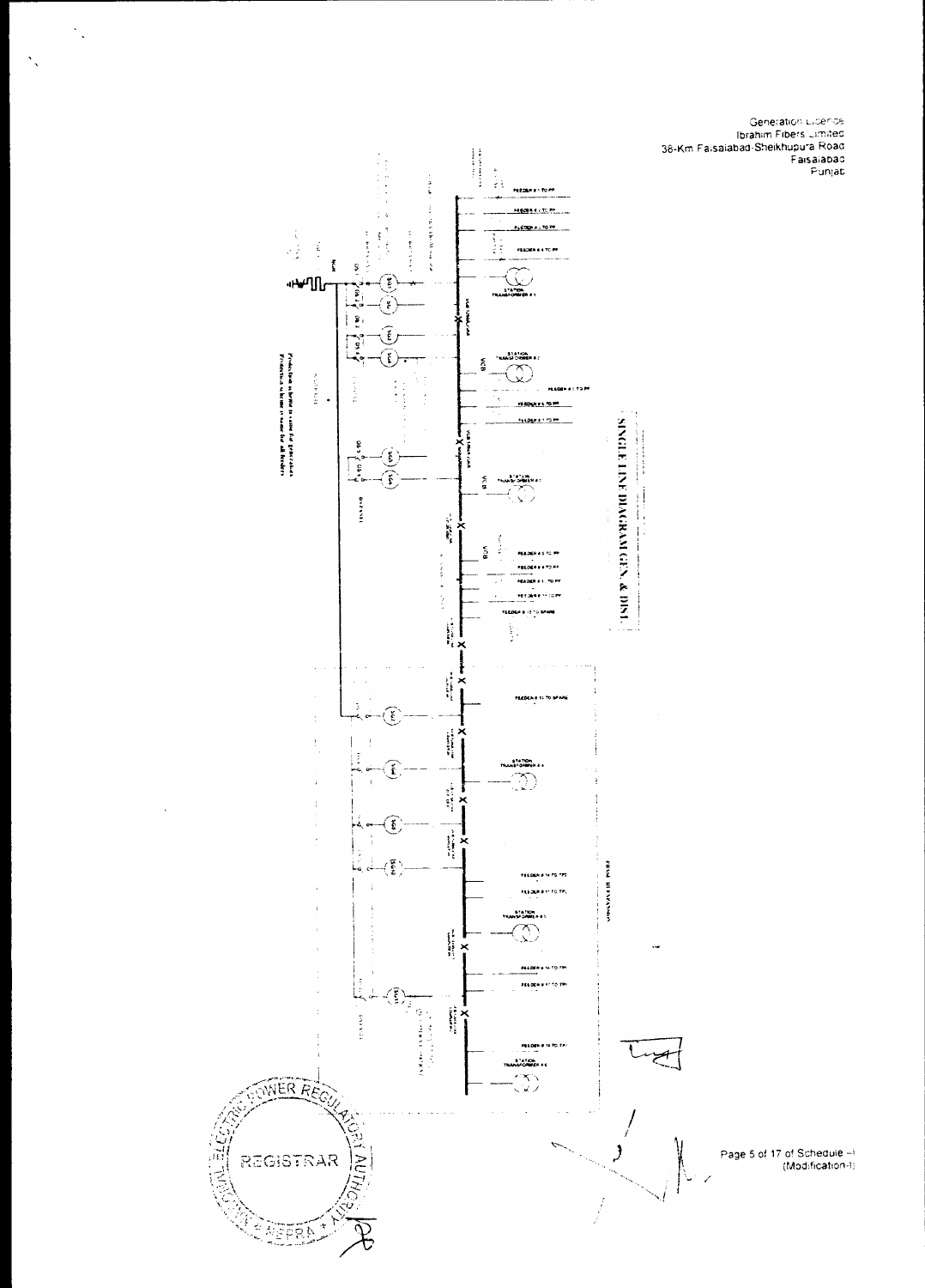Generation Licence
Ibrahim Fibers Limited
38-Km Faisalabad-Sheikhupura Road
Faisalabad
Punjab

## SINGLE LINE DIAGRAM GEN. & DIST.

FEEDER # 1 TO PP

FEEDER # 2 TO PP

FEEDER # 3 TO PP

FEEDER # 4 TO PP

STATION TRANSFORMER # 1

STATION TRANSFORMER # 2

FEEDER # 5 TO PP

FEEDER # 6 TO PP

FEEDER # 7 TO PP

STATION TRANSFORMER # 3

FEEDER # 8 TO PP

FEEDER # 9 TO PP

FEEDER # 10 TO PP

FEEDER # 11 TO PP

FEEDER # 12 TO SPARE

FEEDER # 13 TO SPARE

STATION TRANSFORMER # 4

FEEDER # 14 TO TPI

FEEDER # 15 TO TPI

STATION TRANSFORMER # 5

FEEDER # 16 TO TPI

FEEDER # 17 TO TPI

FEEDER # 18 TO TPI

STATION TRANSFORMER # 6

VCB

BYPASS

Protection scheme is same for generators
Protection scheme is same for all feeders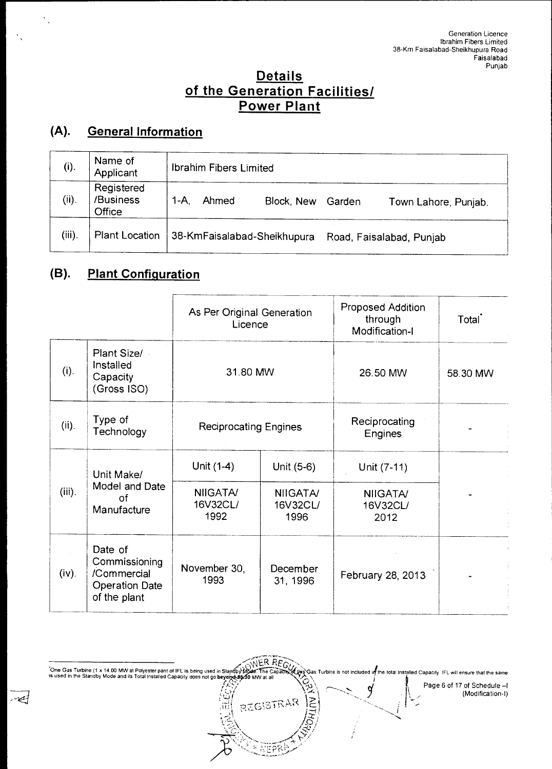Generation Licence
Ibrahim Fibers Limited
38-Km Faisalabad-Sheikhupura Road
Faisalabad
Punjab

# Details of the Generation Facilities/ Power Plant

## (A). General Information

| (i). | Name of Applicant | Ibrahim Fibers Limited |
|---|---|---|
| (ii). | Registered /Business Office | 1-A, Ahmed Block, New Garden Town Lahore, Punjab. |
| (iii). | Plant Location | 38-KmFaisalabad-Sheikhupura Road, Faisalabad, Punjab |

## (B). Plant Configuration

| | | As Per Original Generation Licence | | Proposed Addition through Modification-I | Total* |
|---|---|---|---|---|---|
| (i). | Plant Size/ Installed Capacity (Gross ISO) | 31.80 MW | | 26.50 MW | 58.30 MW |
| (ii). | Type of Technology | Reciprocating Engines | | Reciprocating Engines | - |
| (iii). | Unit Make/ Model and Date of Manufacture | Unit (1-4) | Unit (5-6) | Unit (7-11) | - |
| | | NIIGATA/ 16V32CL/ 1992 | NIIGATA/ 16V32CL/ 1996 | NIIGATA/ 16V32CL/ 2012 | |
| (iv). | Date of Commissioning /Commercial Operation Date of the plant | November 30, 1993 | December 31, 1996 | February 28, 2013 | - |

*One Gas Turbine (1 x 14.00 MW at Polyester pant of IFL is being used in Standby Mode. The Capacity of this Gas Turbine is not included in the total Installed Capacity. IFL will ensure that the same is used in the Standby Mode and its Total Installed Capacity does not go beyond 58.30 MW at all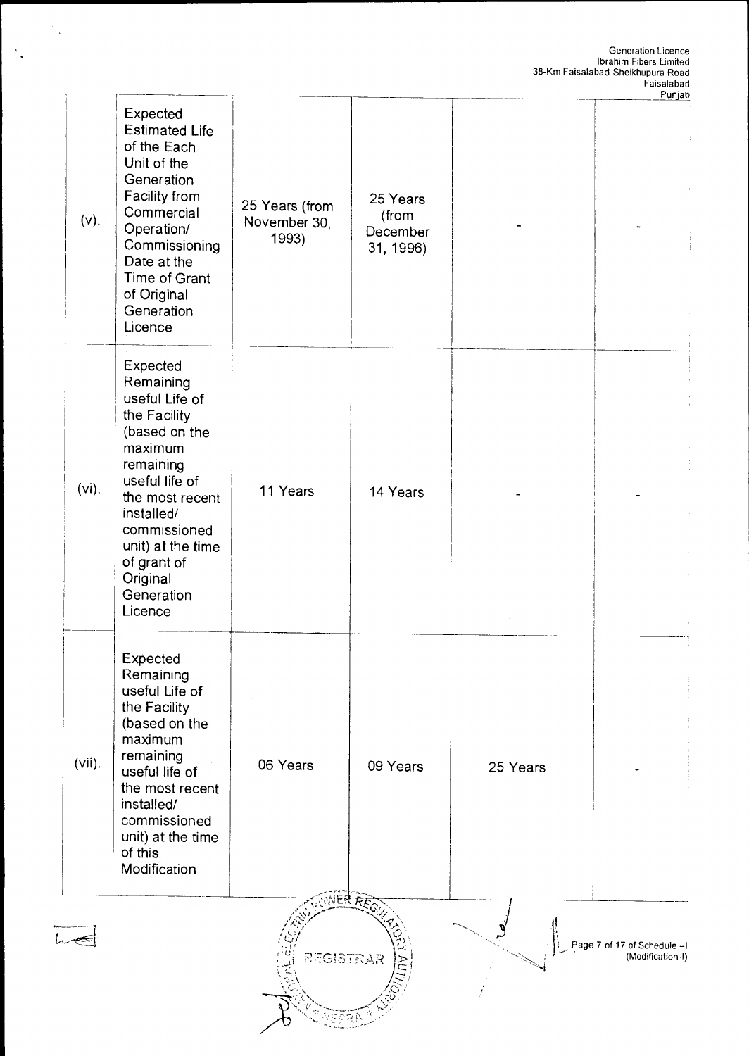| | | | | | |
|---|---|---|---|---|---|
| (v). | Expected Estimated Life of the Each Unit of the Generation Facility from Commercial Operation/ Commissioning Date at the Time of Grant of Original Generation Licence | 25 Years (from November 30, 1993) | 25 Years (from December 31, 1996) | - | - |
| (vi). | Expected Remaining useful Life of the Facility (based on the maximum remaining useful life of the most recent installed/ commissioned unit) at the time of grant of Original Generation Licence | 11 Years | 14 Years | - | - |
| (vii). | Expected Remaining useful Life of the Facility (based on the maximum remaining useful life of the most recent installed/ commissioned unit) at the time of this Modification | 06 Years | 09 Years | 25 Years | - |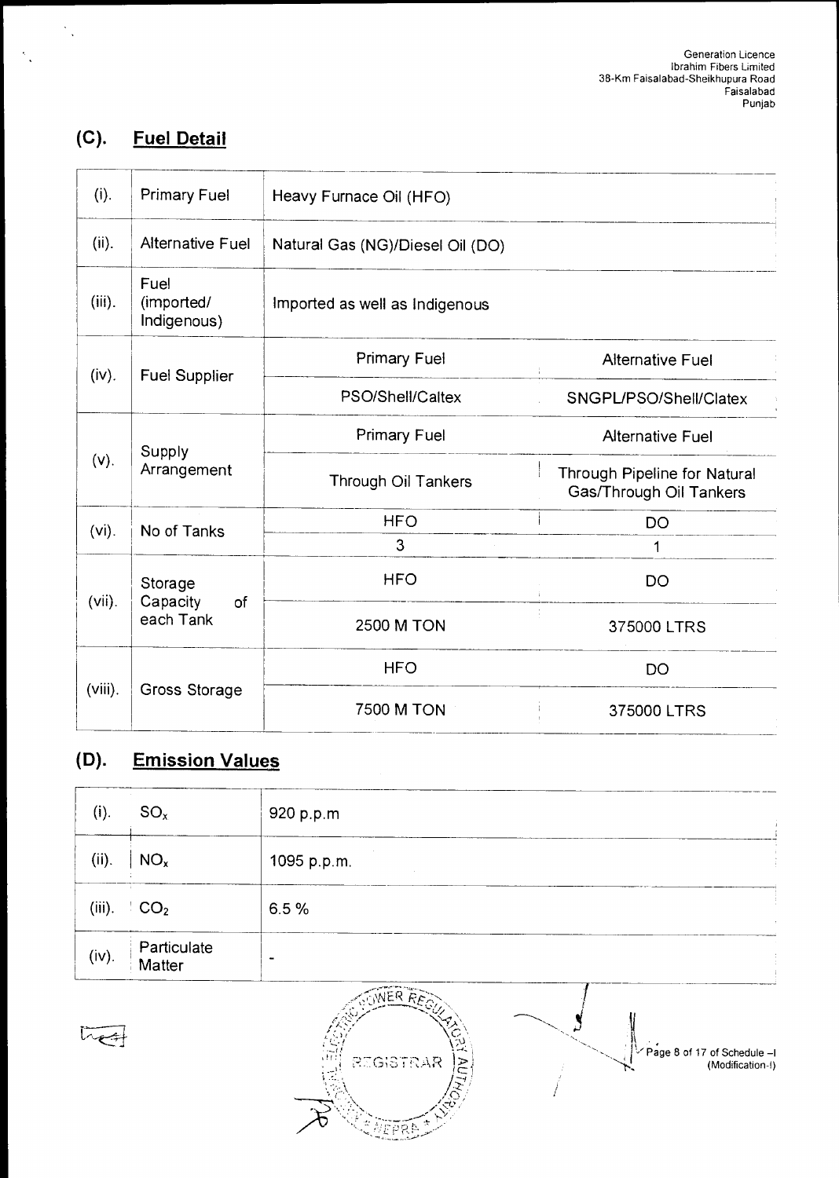## (C). Fuel Detail

| (i). | Primary Fuel | Heavy Furnace Oil (HFO) | |
|---|---|---|---|
| (ii). | Alternative Fuel | Natural Gas (NG)/Diesel Oil (DO) | |
| (iii). | Fuel (imported/ Indigenous) | Imported as well as Indigenous | |
| (iv). | Fuel Supplier | Primary Fuel | Alternative Fuel |
| | | PSO/Shell/Caltex | SNGPL/PSO/Shell/Clatex |
| (v). | Supply Arrangement | Primary Fuel | Alternative Fuel |
| | | Through Oil Tankers | Through Pipeline for Natural Gas/Through Oil Tankers |
| (vi). | No of Tanks | HFO | DO |
| | | 3 | 1 |
| (vii). | Storage Capacity of each Tank | HFO | DO |
| | | 2500 M TON | 375000 LTRS |
| (viii). | Gross Storage | HFO | DO |
| | | 7500 M TON | 375000 LTRS |

## (D). Emission Values

| (i). | $SO_x$ | 920 p.p.m |
|---|---|---|
| (ii). | $NO_x$ | 1095 p.p.m. |
| (iii). | $CO_2$ | 6.5 % |
| (iv). | Particulate Matter | - |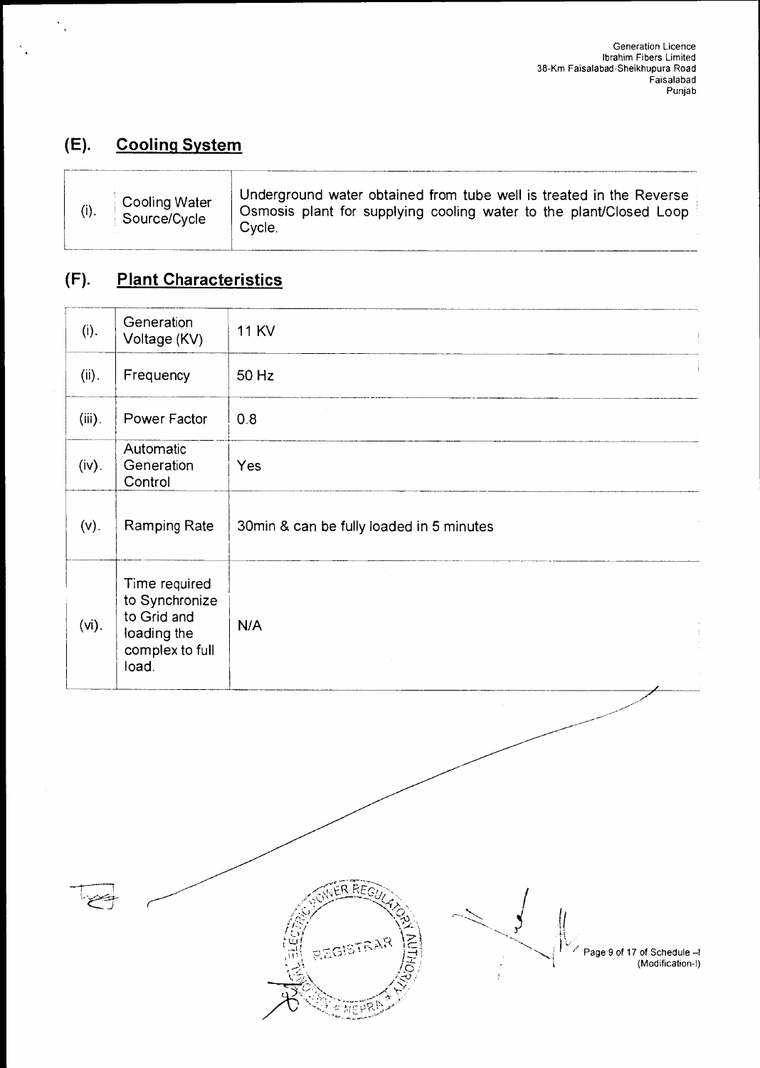## (E). Cooling System

| (i). | Cooling Water Source/Cycle | Underground water obtained from tube well is treated in the Reverse Osmosis plant for supplying cooling water to the plant/Closed Loop Cycle. |
|---|---|---|

## (F). Plant Characteristics

| (i). | Generation Voltage (KV) | 11 KV |
|---|---|---|
| (ii). | Frequency | 50 Hz |
| (iii). | Power Factor | 0.8 |
| (iv). | Automatic Generation Control | Yes |
| (v). | Ramping Rate | 30min & can be fully loaded in 5 minutes |
| (vi). | Time required to Synchronize to Grid and loading the complex to full load. | N/A |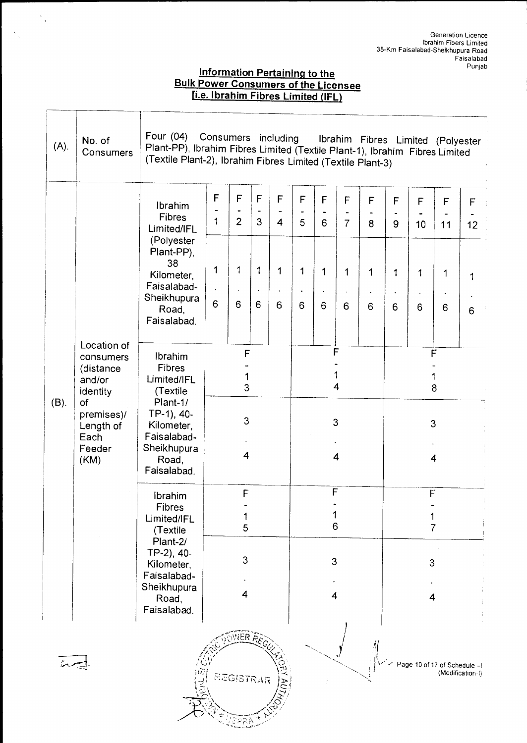## Information Pertaining to the Bulk Power Consumers of the Licensee [i.e. Ibrahim Fibres Limited (IFL)]

| | | | | | | | | | | | | | | |
|---|---|---|---|---|---|---|---|---|---|---|---|---|---|---|
| (A). | No. of Consumers | Four (04) Consumers including Ibrahim Fibres Limited (Polyester Plant-PP), Ibrahim Fibres Limited (Textile Plant-1), Ibrahim Fibres Limited (Textile Plant-2), Ibrahim Fibres Limited (Textile Plant-3) | | | | | | | | | | | | |
| (B). | Location of consumers (distance and/or identity of premises)/ Length of Each Feeder (KM) | Ibrahim Fibres Limited/IFL (Polyester Plant-PP), 38 Kilometer, Faisalabad-Sheikhupura Road, Faisalabad. | F-1 | F-2 | F-3 | F-4 | F-5 | F-6 | F-7 | F-8 | F-9 | F-10 | F-11 | F-12 |
| | | | 1.6 | 1.6 | 1.6 | 1.6 | 1.6 | 1.6 | 1.6 | 1.6 | 1.6 | 1.6 | 1.6 | 1.6 |
| | | Ibrahim Fibres Limited/IFL (Textile Plant-1/ TP-1), 40-Kilometer, Faisalabad-Sheikhupura Road, Faisalabad. | F-13 | | | | F-14 | | | | F-18 | | | |
| | | | 3.4 | | | | 3.4 | | | | 3.4 | | | |
| | | Ibrahim Fibres Limited/IFL (Textile Plant-2/ TP-2), 40-Kilometer, Faisalabad-Sheikhupura Road, Faisalabad. | F-15 | | | | F-16 | | | | F-17 | | | |
| | | | 3.4 | | | | 3.4 | | | | 3.4 | | | |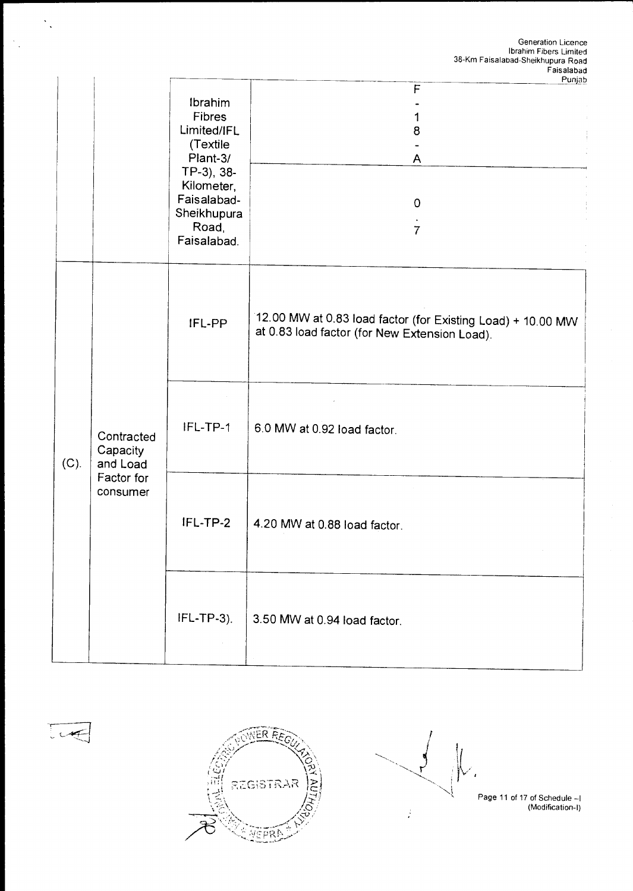|  |  |  |  |
|---|---|---|---|
|  |  | Ibrahim Fibres Limited/IFL (Textile Plant-3/ TP-3), 38-Kilometer, Faisalabad-Sheikhupura Road, Faisalabad. | F-18-A |
|  |  |  | 0.7 |
| (C). | Contracted Capacity and Load Factor for consumer | IFL-PP | 12.00 MW at 0.83 load factor (for Existing Load) + 10.00 MW at 0.83 load factor (for New Extension Load). |
|  |  | IFL-TP-1 | 6.0 MW at 0.92 load factor. |
|  |  | IFL-TP-2 | 4.20 MW at 0.88 load factor. |
|  |  | IFL-TP-3). | 3.50 MW at 0.94 load factor. |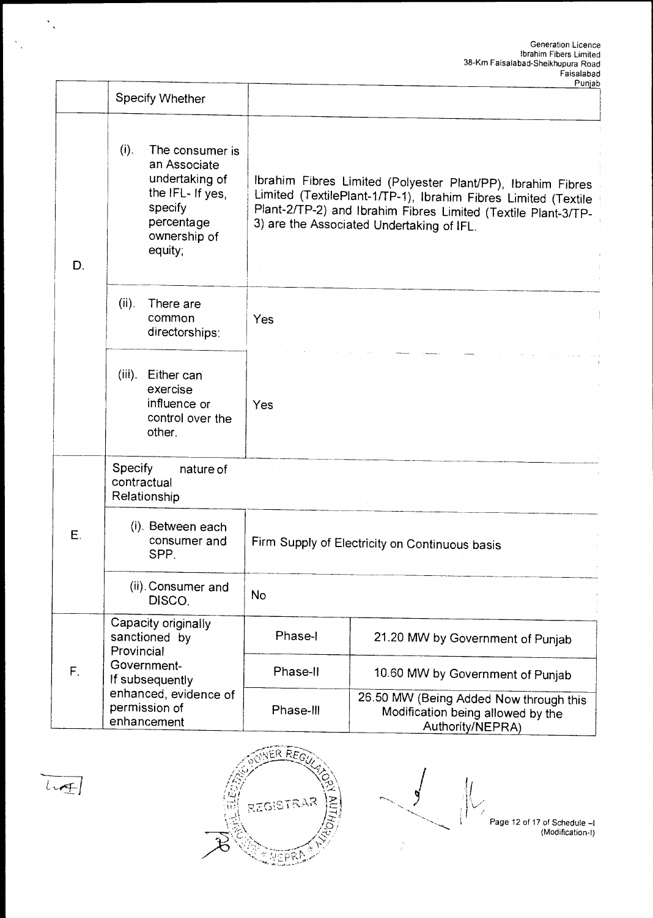| | Specify Whether | | |
|---|---|---|---|
| D. | (i). The consumer is an Associate undertaking of the IFL- If yes, specify percentage ownership of equity; | Ibrahim Fibres Limited (Polyester Plant/PP), Ibrahim Fibres Limited (TextilePlant-1/TP-1), Ibrahim Fibres Limited (Textile Plant-2/TP-2) and Ibrahim Fibres Limited (Textile Plant-3/TP-3) are the Associated Undertaking of IFL. | |
| | (ii). There are common directorships: | Yes | |
| | (iii). Either can exercise influence or control over the other. | Yes | |
| E. | Specify nature of contractual Relationship | | |
| | (i). Between each consumer and SPP. | Firm Supply of Electricity on Continuous basis | |
| | (ii). Consumer and DISCO. | No | |
| F. | Capacity originally sanctioned by Provincial Government- If subsequently enhanced, evidence of permission of enhancement | Phase-I | 21.20 MW by Government of Punjab |
| | | Phase-II | 10.60 MW by Government of Punjab |
| | | Phase-III | 26.50 MW (Being Added Now through this Modification being allowed by the Authority/NEPRA) |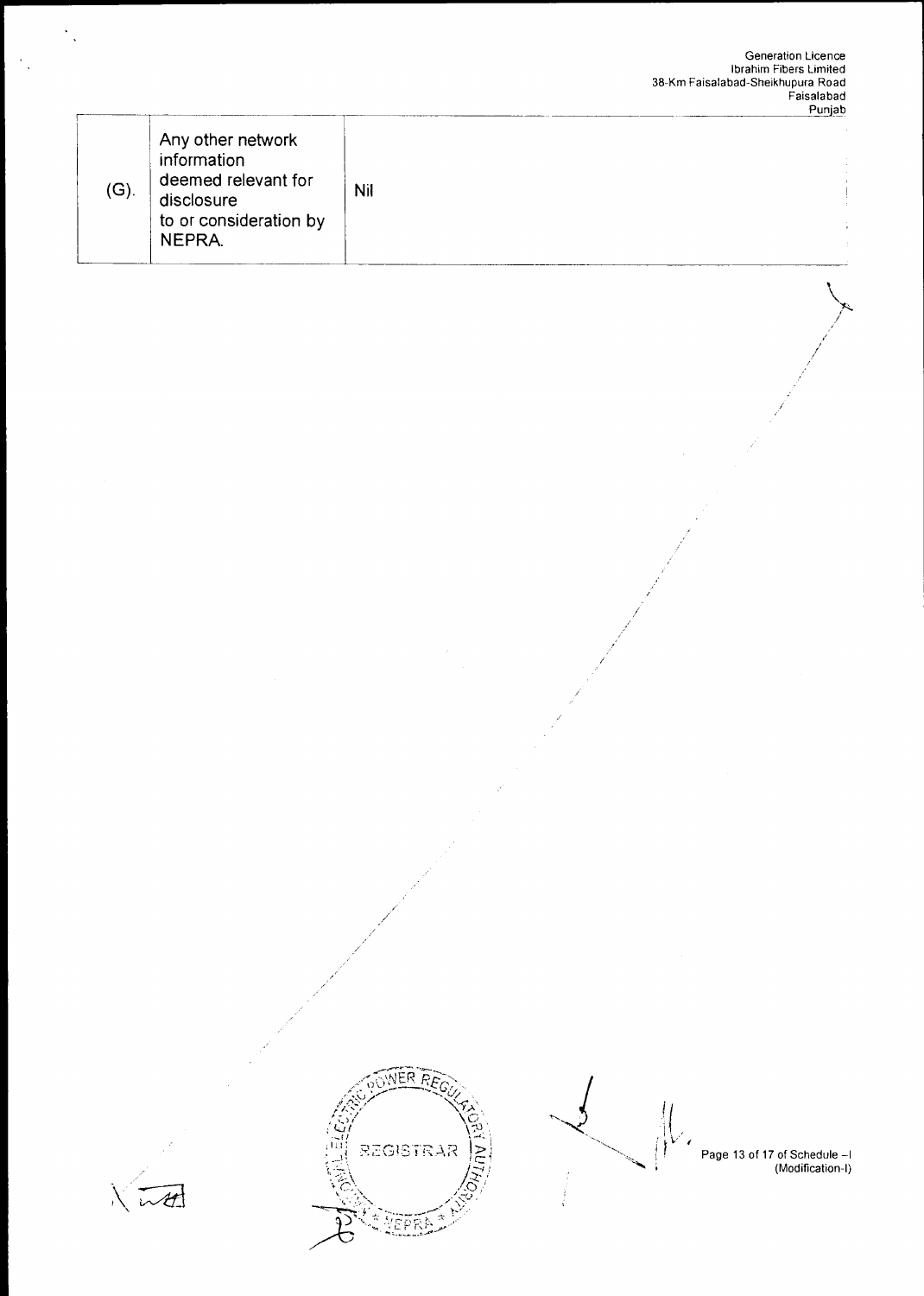| (G). | Any other network information deemed relevant for disclosure to or consideration by NEPRA. | Nil |
|---|---|---|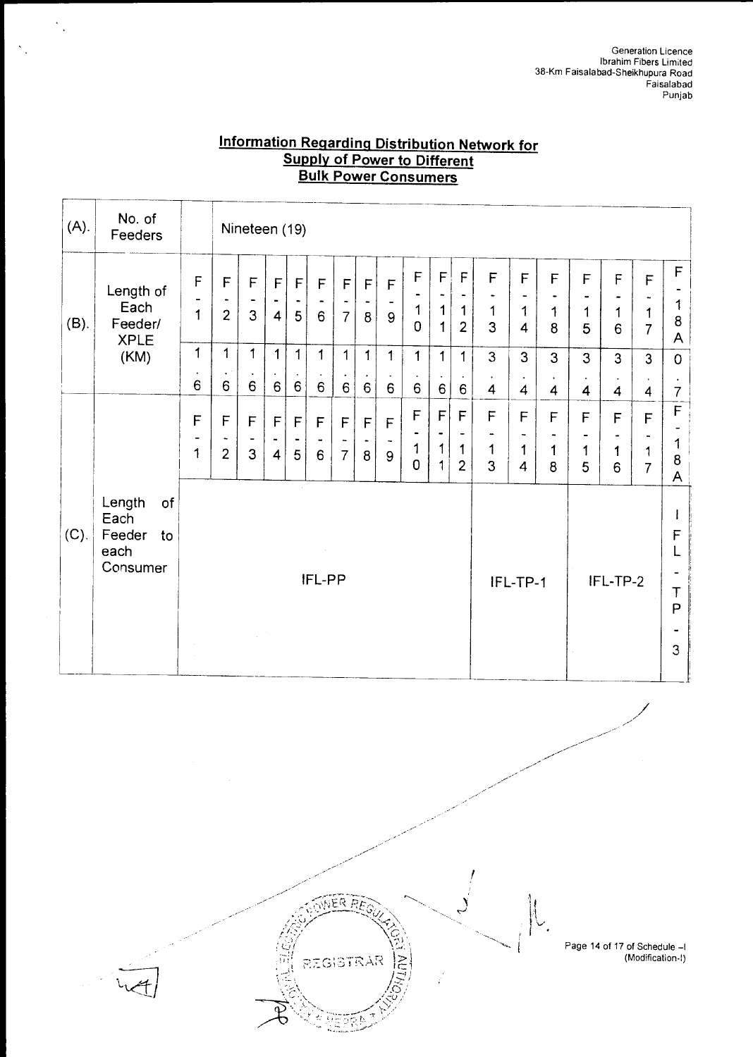Generation Licence
Ibrahim Fibers Limited
38-Km Faisalabad-Sheikhupura Road
Faisalabad
Punjab

## Information Regarding Distribution Network for Supply of Power to Different Bulk Power Consumers

| (A). | No. of Feeders | Nineteen (19) | | | | | | | | | | | | | | | | | | |
|---|---|---|---|---|---|---|---|---|---|---|---|---|---|---|---|---|---|---|---|---|
| (B). | Length of Each Feeder/ XPLE (KM) | F-1 | F-2 | F-3 | F-4 | F-5 | F-6 | F-7 | F-8 | F-9 | F-10 | F-11 | F-12 | F-13 | F-14 | F-18 | F-15 | F-16 | F-17 | F-18A |
| | | 1.6 | 1.6 | 1.6 | 1.6 | 1.6 | 1.6 | 1.6 | 1.6 | 1.6 | 1.6 | 1.6 | 1.6 | 3.4 | 3.4 | 3.4 | 3.4 | 3.4 | 3.4 | 0.7 |
| (C). | Length of Each Feeder to each Consumer | F-1 | F-2 | F-3 | F-4 | F-5 | F-6 | F-7 | F-8 | F-9 | F-10 | F-11 | F-12 | F-13 | F-14 | F-18 | F-15 | F-16 | F-17 | F-18A |
| | | IFL-PP | | | | | | | | | | | | IFL-TP-1 | | | IFL-TP-2 | | | IFL-TP-3 |

Page 14 of 17 of Schedule –I (Modification-I)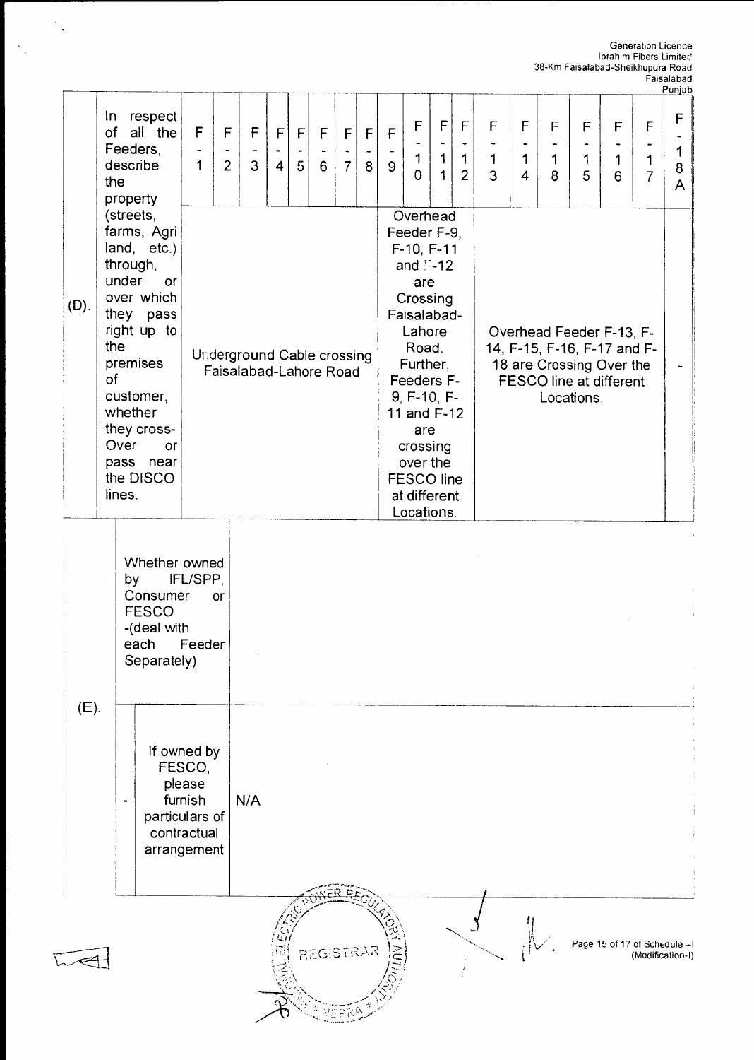| | | F-1 | F-2 | F-3 | F-4 | F-5 | F-6 | F-7 | F-8 | F-9 | F-10 | F-11 | F-12 | F-13 | F-14 | F-18 | F-15 | F-16 | F-17 | F-18A |
|---|---|---|---|---|---|---|---|---|---|---|---|---|---|---|---|---|---|---|---|---|
| (D). | In respect of all the Feeders, describe the property (streets, farms, Agri land, etc.) through, under or over which they pass right up to the premises of customer, whether they cross-Over or pass near the DISCO lines. | Underground Cable crossing Faisalabad-Lahore Road | | | | | | | | Overhead Feeder F-9, F-10, F-11 and F-12 are Crossing Faisalabad-Lahore Road. Further, Feeders F-9, F-10, F-11 and F-12 are crossing over the FESCO line at different Locations. | | | | Overhead Feeder F-13, F-14, F-15, F-16, F-17 and F-18 are Crossing Over the FESCO line at different Locations. | | | | | | - |
| (E). | Whether owned by IFL/SPP, Consumer or FESCO -(deal with each Feeder Separately) | | | | | | | | | | | | | | | | | | | |
| | - If owned by FESCO, please furnish particulars of contractual arrangement | N/A | | | | | | | | | | | | | | | | | | |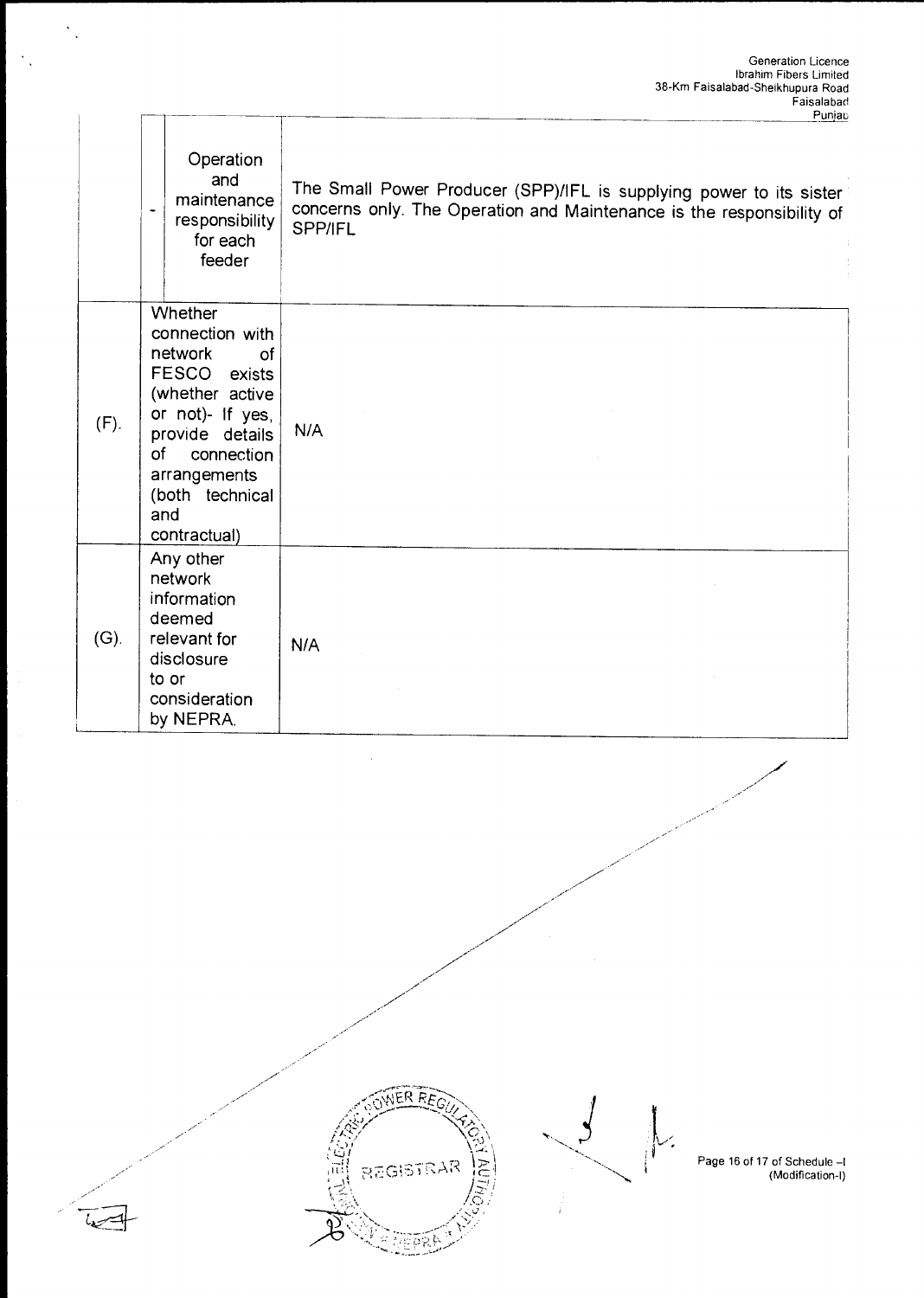| | | |
|---|---|---|
| | - Operation and maintenance responsibility for each feeder | The Small Power Producer (SPP)/IFL is supplying power to its sister concerns only. The Operation and Maintenance is the responsibility of SPP/IFL |
| (F). | Whether connection with network of FESCO exists (whether active or not)- If yes, provide details of connection arrangements (both technical and contractual) | N/A |
| (G). | Any other network information deemed relevant for disclosure to or consideration by NEPRA. | N/A |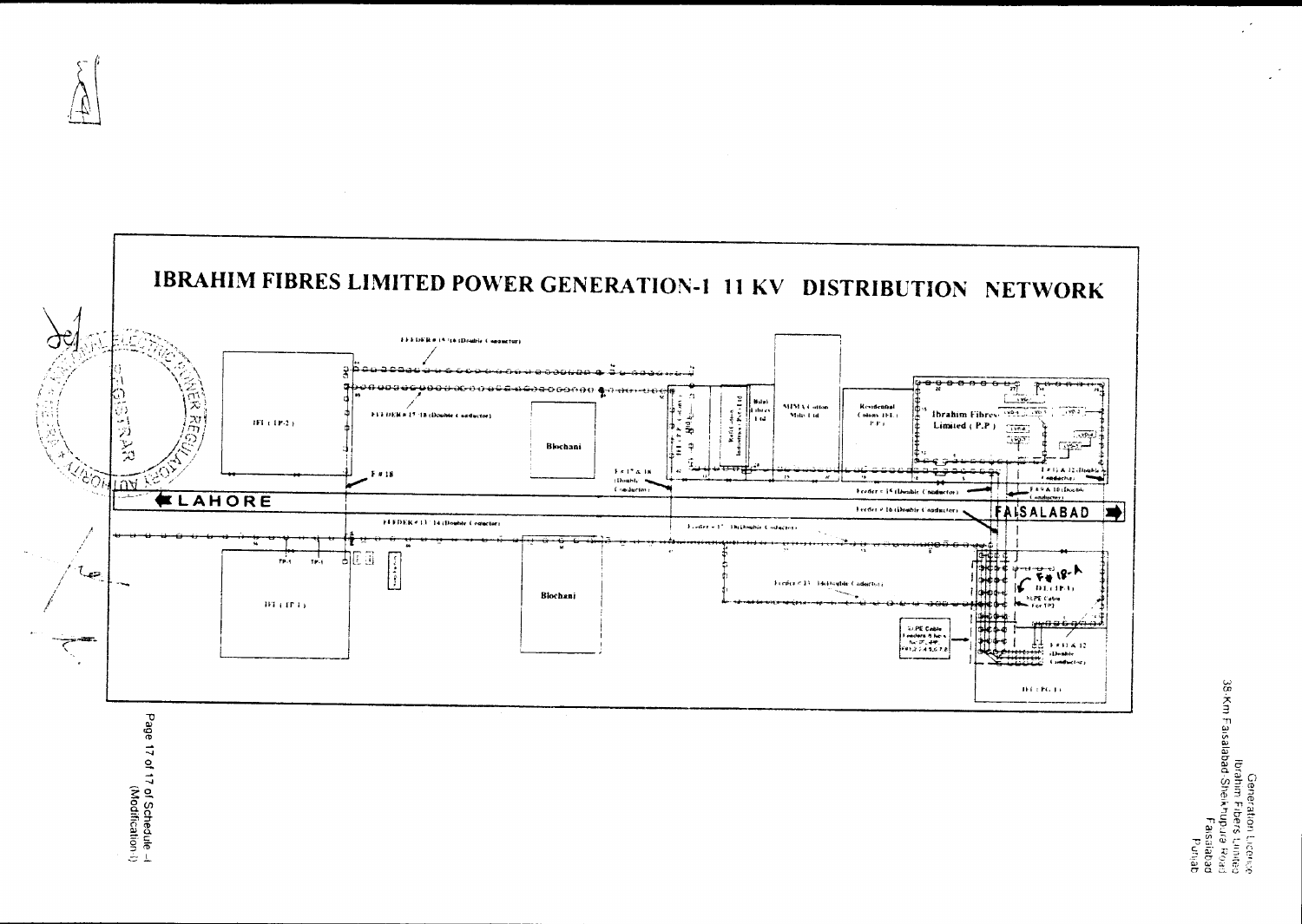# IBRAHIM FIBRES LIMITED POWER GENERATION-1 11 KV DISTRIBUTION NETWORK

FEEDER # 15/16 (Double Conductor)

FEEDER # 17/18 (Double Conductor)

IFL (IP-2)

Blochani

F # 18

F # 17 & 18 (Double Conductor)

Bilal Fibres Ltd

MIMA Cotton Mills Ltd

Residential Colony IFL (P.P)

Ibrahim Fibres Limited (P.P)

F # 11 & 12 (Double Conductor)

F # 9 & 10 (Double Conductor)

Feeder # 15 (Double Conductor)

Feeder # 16 (Double Conductor)

LAHORE

FAISALABAD

FEEDER # 13/14 (Double Conductor)

Feeder # 17 (Double Conductor)

TP-1

Feeder # 13/14 (Double Conductor)

Blochani

IFL (IP-1)

F # 18-A

IFL (IP-1)

XLPE Cable

XLPE Cable Feeders 8 Nos. for IP-1/IP Fe 1,2,3,4,5,6,7,8

F # 11 & 12 (Double Conductor)

IFL (PG-1)

Page 17 of 17 of Schedule -I (Modification-I)

Generation Licence
Ibrahim Fibers Limited
38-Km Faisalabad-Sheikhupura Road
Faisalabad
Punjab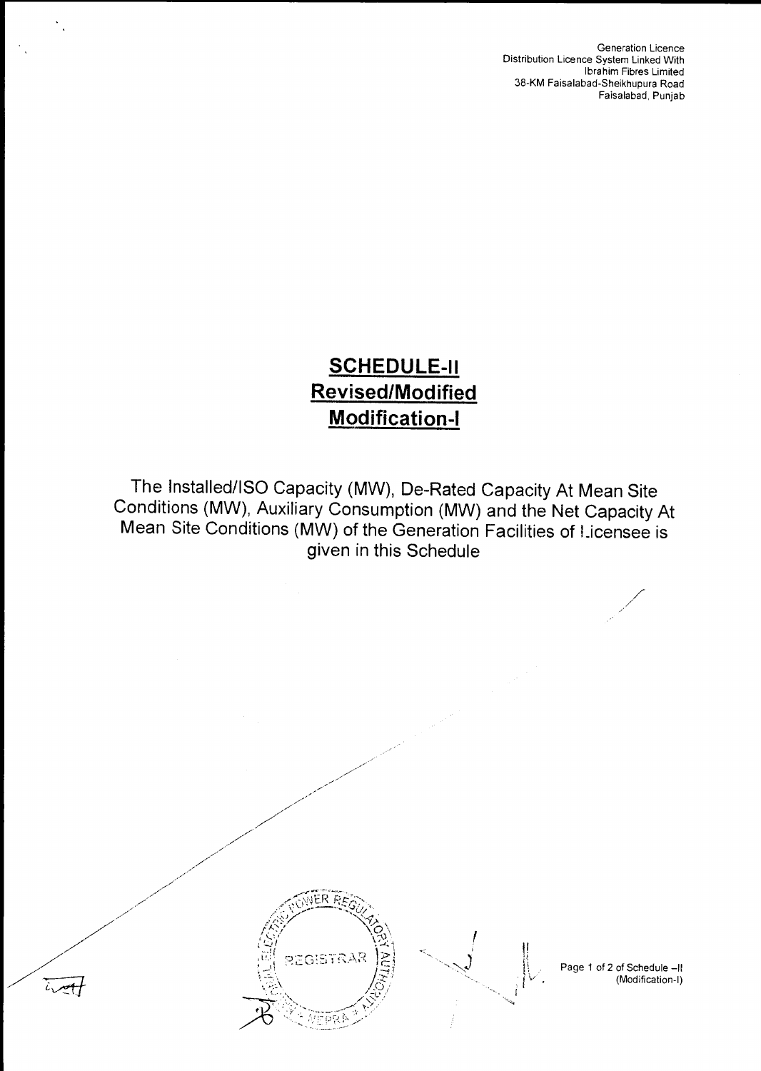# SCHEDULE-II
## Revised/Modified
## Modification-I

The Installed/ISO Capacity (MW), De-Rated Capacity At Mean Site Conditions (MW), Auxiliary Consumption (MW) and the Net Capacity At Mean Site Conditions (MW) of the Generation Facilities of Licensee is given in this Schedule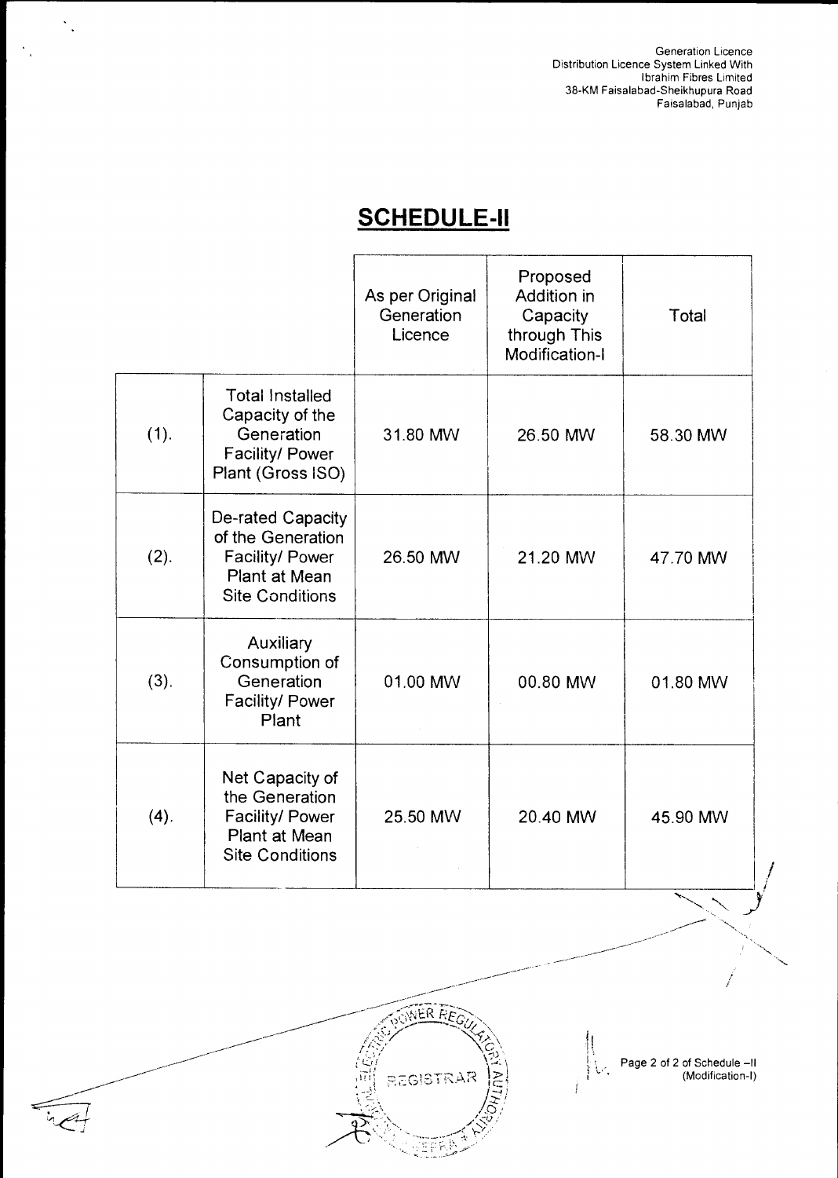## SCHEDULE-II

| | | As per Original Generation Licence | Proposed Addition in Capacity through This Modification-I | Total |
|---|---|---|---|---|
| (1). | Total Installed Capacity of the Generation Facility/ Power Plant (Gross ISO) | 31.80 MW | 26.50 MW | 58.30 MW |
| (2). | De-rated Capacity of the Generation Facility/ Power Plant at Mean Site Conditions | 26.50 MW | 21.20 MW | 47.70 MW |
| (3). | Auxiliary Consumption of Generation Facility/ Power Plant | 01.00 MW | 00.80 MW | 01.80 MW |
| (4). | Net Capacity of the Generation Facility/ Power Plant at Mean Site Conditions | 25.50 MW | 20.40 MW | 45.90 MW |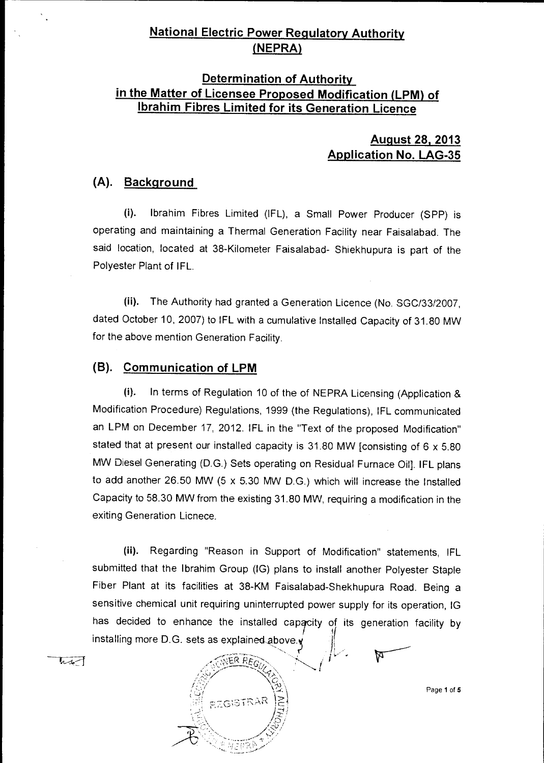# National Electric Power Regulatory Authority (NEPRA)

## Determination of Authority in the Matter of Licensee Proposed Modification (LPM) of Ibrahim Fibres Limited for its Generation Licence

**August 28, 2013**
**Application No. LAG-35**

## (A). Background

**(i).** Ibrahim Fibres Limited (IFL), a Small Power Producer (SPP) is operating and maintaining a Thermal Generation Facility near Faisalabad. The said location, located at 38-Kilometer Faisalabad- Shiekhupura is part of the Polyester Plant of IFL.

**(ii).** The Authority had granted a Generation Licence (No. SGC/33/2007, dated October 10, 2007) to IFL with a cumulative Installed Capacity of 31.80 MW for the above mention Generation Facility.

## (B). Communication of LPM

**(i).** In terms of Regulation 10 of the of NEPRA Licensing (Application & Modification Procedure) Regulations, 1999 (the Regulations), IFL communicated an LPM on December 17, 2012. IFL in the "Text of the proposed Modification" stated that at present our installed capacity is 31.80 MW [consisting of 6 x 5.80 MW Diesel Generating (D.G.) Sets operating on Residual Furnace Oil]. IFL plans to add another 26.50 MW (5 x 5.30 MW D.G.) which will increase the Installed Capacity to 58.30 MW from the existing 31.80 MW, requiring a modification in the exiting Generation Licnece.

**(ii).** Regarding "Reason in Support of Modification" statements, IFL submitted that the Ibrahim Group (IG) plans to install another Polyester Staple Fiber Plant at its facilities at 38-KM Faisalabad-Shekhupura Road. Being a sensitive chemical unit requiring uninterrupted power supply for its operation, IG has decided to enhance the installed capacity of its generation facility by installing more D.G. sets as explained above.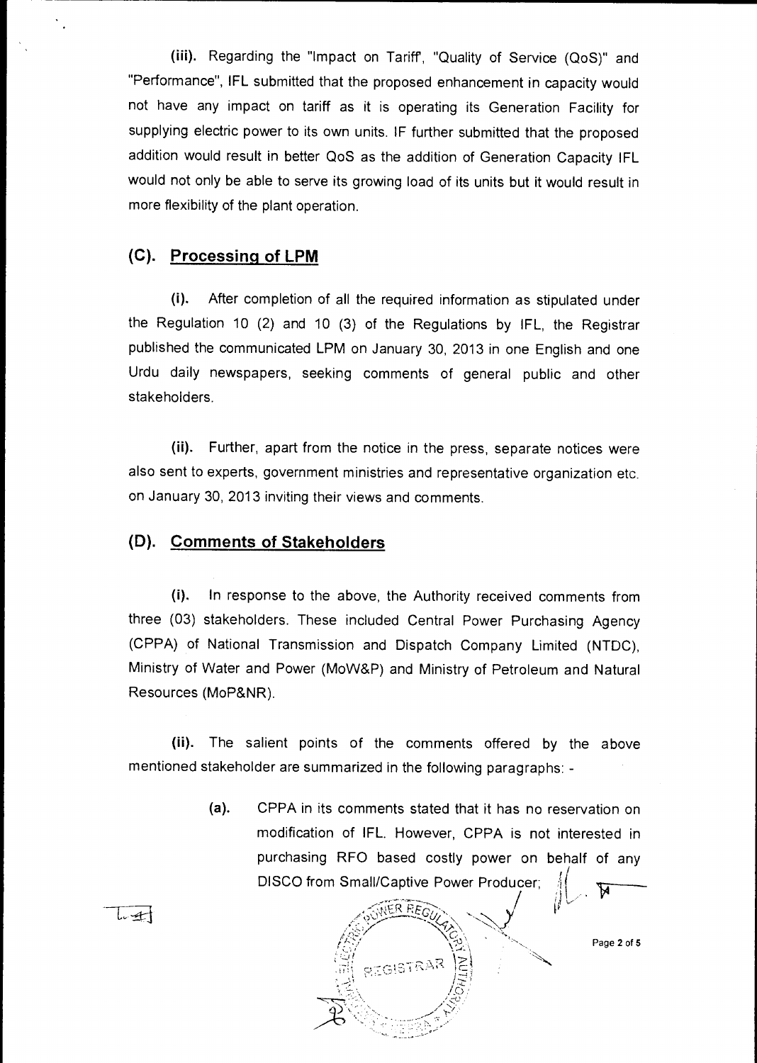(iii). Regarding the "Impact on Tariff", "Quality of Service (QoS)" and "Performance", IFL submitted that the proposed enhancement in capacity would not have any impact on tariff as it is operating its Generation Facility for supplying electric power to its own units. IF further submitted that the proposed addition would result in better QoS as the addition of Generation Capacity IFL would not only be able to serve its growing load of its units but it would result in more flexibility of the plant operation.

## (C). Processing of LPM

(i). After completion of all the required information as stipulated under the Regulation 10 (2) and 10 (3) of the Regulations by IFL, the Registrar published the communicated LPM on January 30, 2013 in one English and one Urdu daily newspapers, seeking comments of general public and other stakeholders.

(ii). Further, apart from the notice in the press, separate notices were also sent to experts, government ministries and representative organization etc. on January 30, 2013 inviting their views and comments.

## (D). Comments of Stakeholders

(i). In response to the above, the Authority received comments from three (03) stakeholders. These included Central Power Purchasing Agency (CPPA) of National Transmission and Dispatch Company Limited (NTDC), Ministry of Water and Power (MoW&P) and Ministry of Petroleum and Natural Resources (MoP&NR).

(ii). The salient points of the comments offered by the above mentioned stakeholder are summarized in the following paragraphs: -

(a). CPPA in its comments stated that it has no reservation on modification of IFL. However, CPPA is not interested in purchasing RFO based costly power on behalf of any DISCO from Small/Captive Power Producer;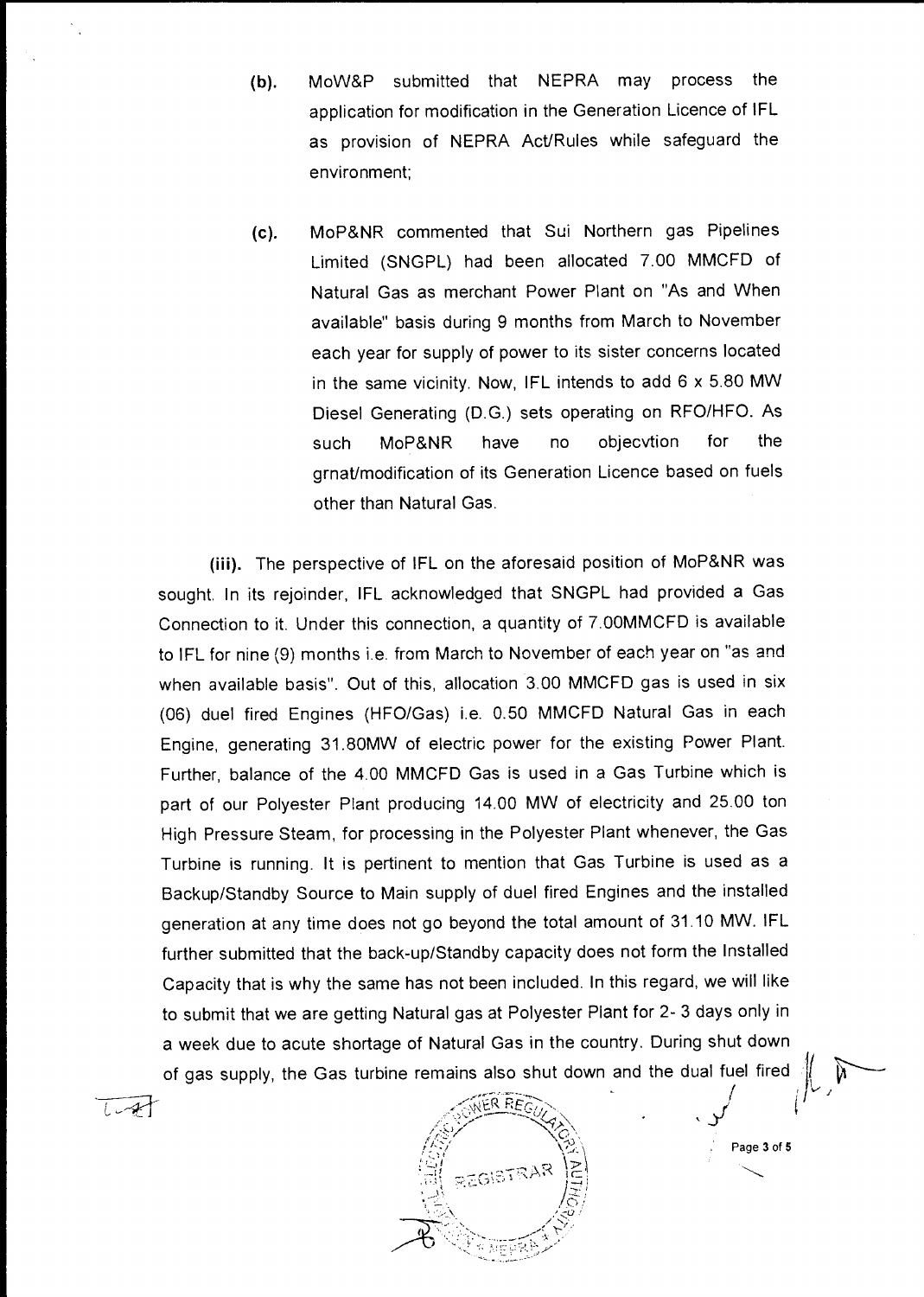(b). MoW&P submitted that NEPRA may process the application for modification in the Generation Licence of IFL as provision of NEPRA Act/Rules while safeguard the environment;

(c). MoP&NR commented that Sui Northern gas Pipelines Limited (SNGPL) had been allocated 7.00 MMCFD of Natural Gas as merchant Power Plant on "As and When available" basis during 9 months from March to November each year for supply of power to its sister concerns located in the same vicinity. Now, IFL intends to add 6 x 5.80 MW Diesel Generating (D.G.) sets operating on RFO/HFO. As such MoP&NR have no objecvtion for the grnat/modification of its Generation Licence based on fuels other than Natural Gas.

**(iii).** The perspective of IFL on the aforesaid position of MoP&NR was sought. In its rejoinder, IFL acknowledged that SNGPL had provided a Gas Connection to it. Under this connection, a quantity of 7.00MMCFD is available to IFL for nine (9) months i.e. from March to November of each year on "as and when available basis". Out of this, allocation 3.00 MMCFD gas is used in six (06) duel fired Engines (HFO/Gas) i.e. 0.50 MMCFD Natural Gas in each Engine, generating 31.80MW of electric power for the existing Power Plant. Further, balance of the 4.00 MMCFD Gas is used in a Gas Turbine which is part of our Polyester Plant producing 14.00 MW of electricity and 25.00 ton High Pressure Steam, for processing in the Polyester Plant whenever, the Gas Turbine is running. It is pertinent to mention that Gas Turbine is used as a Backup/Standby Source to Main supply of duel fired Engines and the installed generation at any time does not go beyond the total amount of 31.10 MW. IFL further submitted that the back-up/Standby capacity does not form the Installed Capacity that is why the same has not been included. In this regard, we will like to submit that we are getting Natural gas at Polyester Plant for 2- 3 days only in a week due to acute shortage of Natural Gas in the country. During shut down of gas supply, the Gas turbine remains also shut down and the dual fuel fired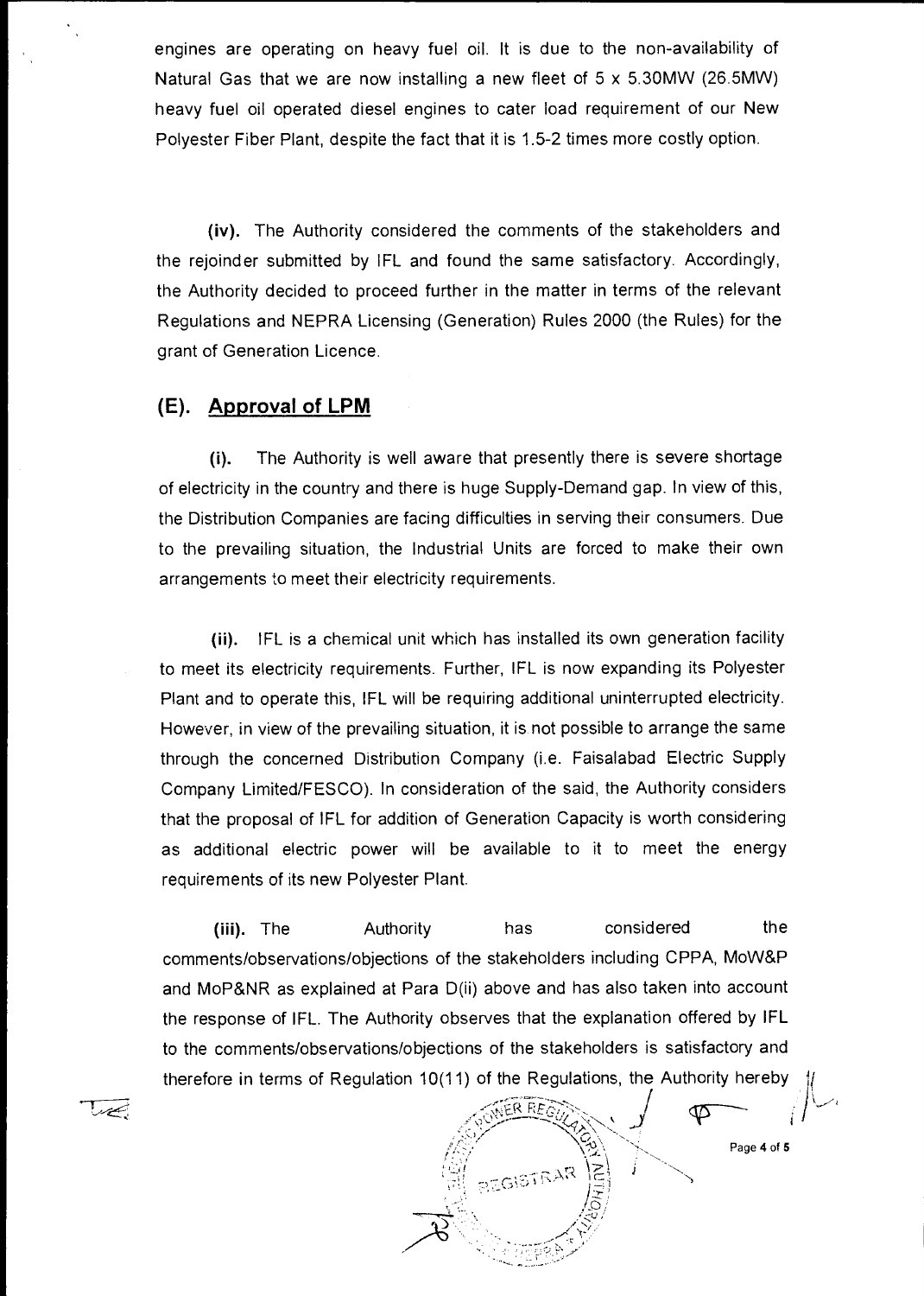engines are operating on heavy fuel oil. It is due to the non-availability of Natural Gas that we are now installing a new fleet of 5 x 5.30MW (26.5MW) heavy fuel oil operated diesel engines to cater load requirement of our New Polyester Fiber Plant, despite the fact that it is 1.5-2 times more costly option.

**(iv).** The Authority considered the comments of the stakeholders and the rejoinder submitted by IFL and found the same satisfactory. Accordingly, the Authority decided to proceed further in the matter in terms of the relevant Regulations and NEPRA Licensing (Generation) Rules 2000 (the Rules) for the grant of Generation Licence.

## (E). Approval of LPM

**(i).** The Authority is well aware that presently there is severe shortage of electricity in the country and there is huge Supply-Demand gap. In view of this, the Distribution Companies are facing difficulties in serving their consumers. Due to the prevailing situation, the Industrial Units are forced to make their own arrangements to meet their electricity requirements.

**(ii).** IFL is a chemical unit which has installed its own generation facility to meet its electricity requirements. Further, IFL is now expanding its Polyester Plant and to operate this, IFL will be requiring additional uninterrupted electricity. However, in view of the prevailing situation, it is not possible to arrange the same through the concerned Distribution Company (i.e. Faisalabad Electric Supply Company Limited/FESCO). In consideration of the said, the Authority considers that the proposal of IFL for addition of Generation Capacity is worth considering as additional electric power will be available to it to meet the energy requirements of its new Polyester Plant.

**(iii).** The Authority has considered the comments/observations/objections of the stakeholders including CPPA, MoW&P and MoP&NR as explained at Para D(ii) above and has also taken into account the response of IFL. The Authority observes that the explanation offered by IFL to the comments/observations/objections of the stakeholders is satisfactory and therefore in terms of Regulation 10(11) of the Regulations, the Authority hereby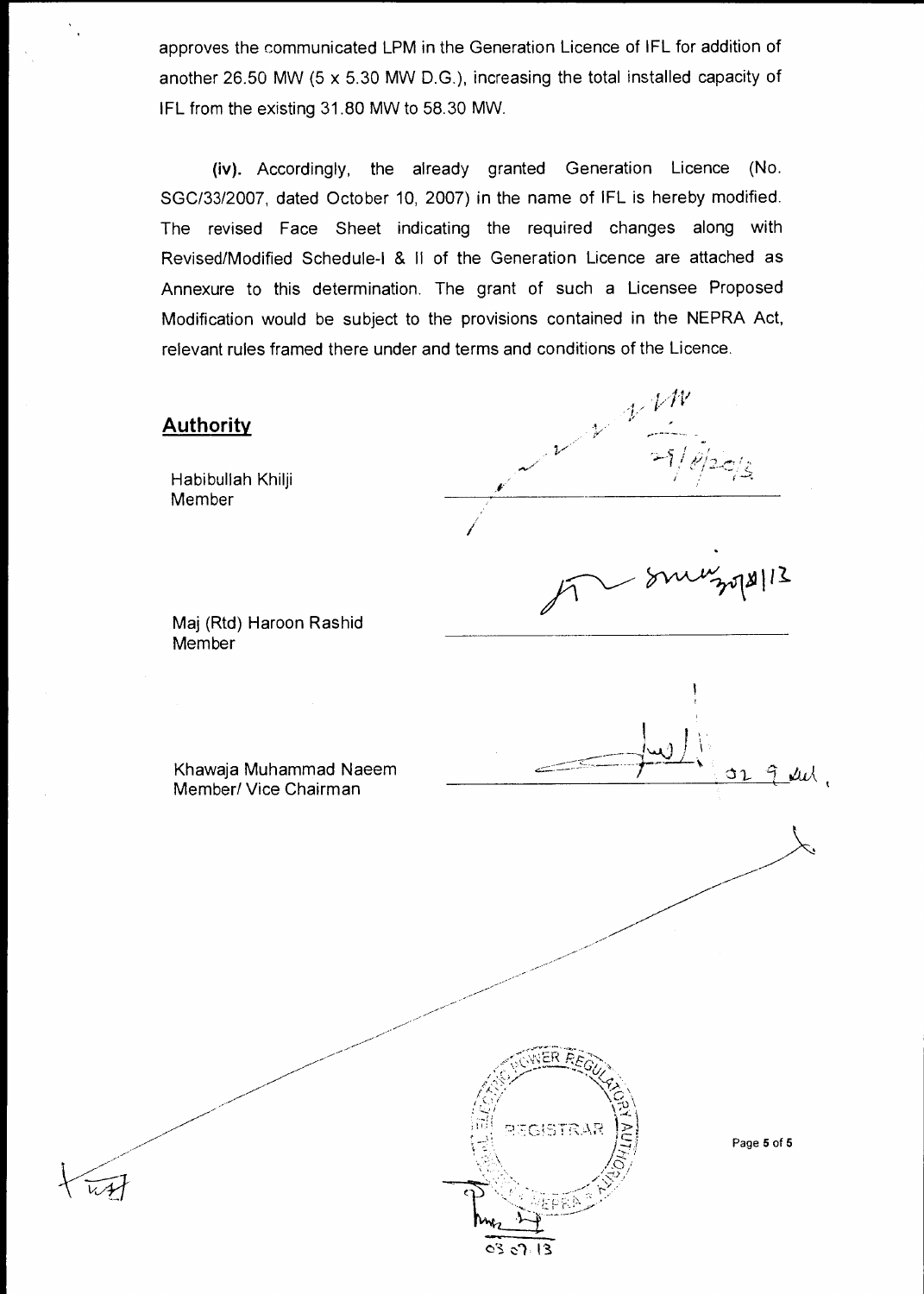approves the communicated LPM in the Generation Licence of IFL for addition of another 26.50 MW (5 x 5.30 MW D.G.), increasing the total installed capacity of IFL from the existing 31.80 MW to 58.30 MW.

**(iv).** Accordingly, the already granted Generation Licence (No. SGC/33/2007, dated October 10, 2007) in the name of IFL is hereby modified. The revised Face Sheet indicating the required changes along with Revised/Modified Schedule-I & II of the Generation Licence are attached as Annexure to this determination. The grant of such a Licensee Proposed Modification would be subject to the provisions contained in the NEPRA Act, relevant rules framed there under and terms and conditions of the Licence.

## Authority

Habibullah Khilji
Member

Maj (Rtd) Haroon Rashid
Member

Khawaja Muhammad Naeem
Member/ Vice Chairman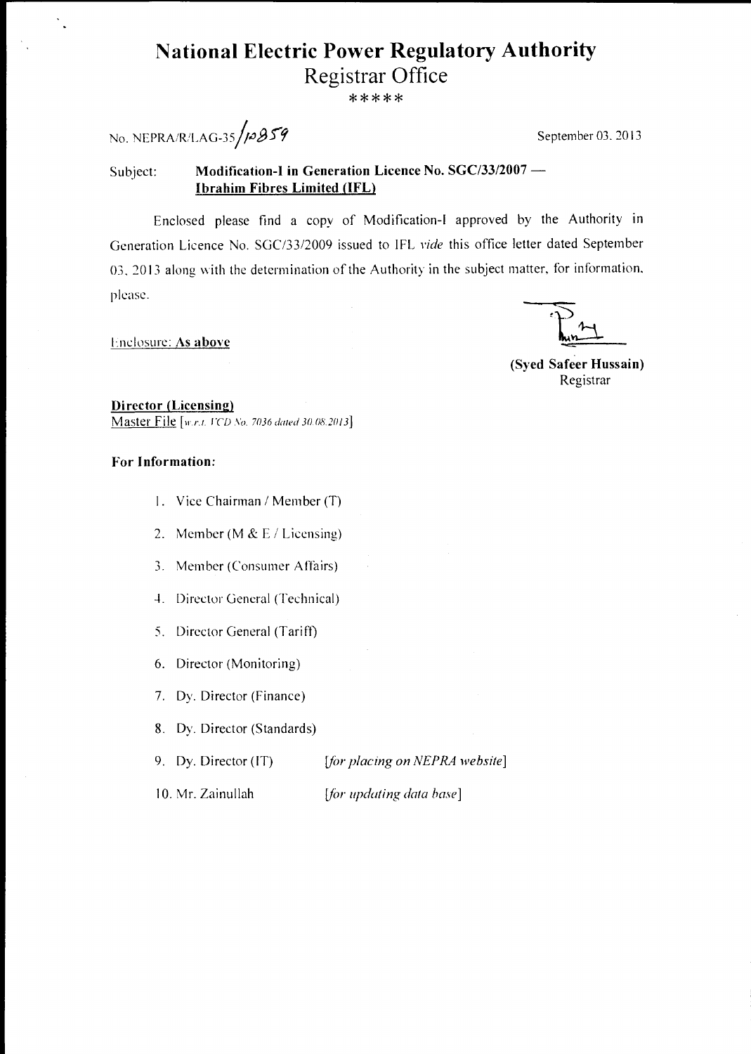# National Electric Power Regulatory Authority

## Registrar Office

*****

No. NEPRA/R/LAG-35/10859

September 03, 2013

Subject: **Modification-I in Generation Licence No. SGC/33/2007 — Ibrahim Fibres Limited (IFL)**

Enclosed please find a copy of Modification-I approved by the Authority in Generation Licence No. SGC/33/2009 issued to IFL *vide* this office letter dated September 03, 2013 along with the determination of the Authority in the subject matter, for information, please.

Enclosure: **As above**

**(Syed Safeer Hussain)**
Registrar

**Director (Licensing)**
Master File [*w.r.t. VCD No. 7036 dated 30.08.2013*]

**For Information:**

1. Vice Chairman / Member (T)
2. Member (M & E / Licensing)
3. Member (Consumer Affairs)
4. Director General (Technical)
5. Director General (Tariff)
6. Director (Monitoring)
7. Dy. Director (Finance)
8. Dy. Director (Standards)
9. Dy. Director (IT) [*for placing on NEPRA website*]
10. Mr. Zainullah [*for updating data base*]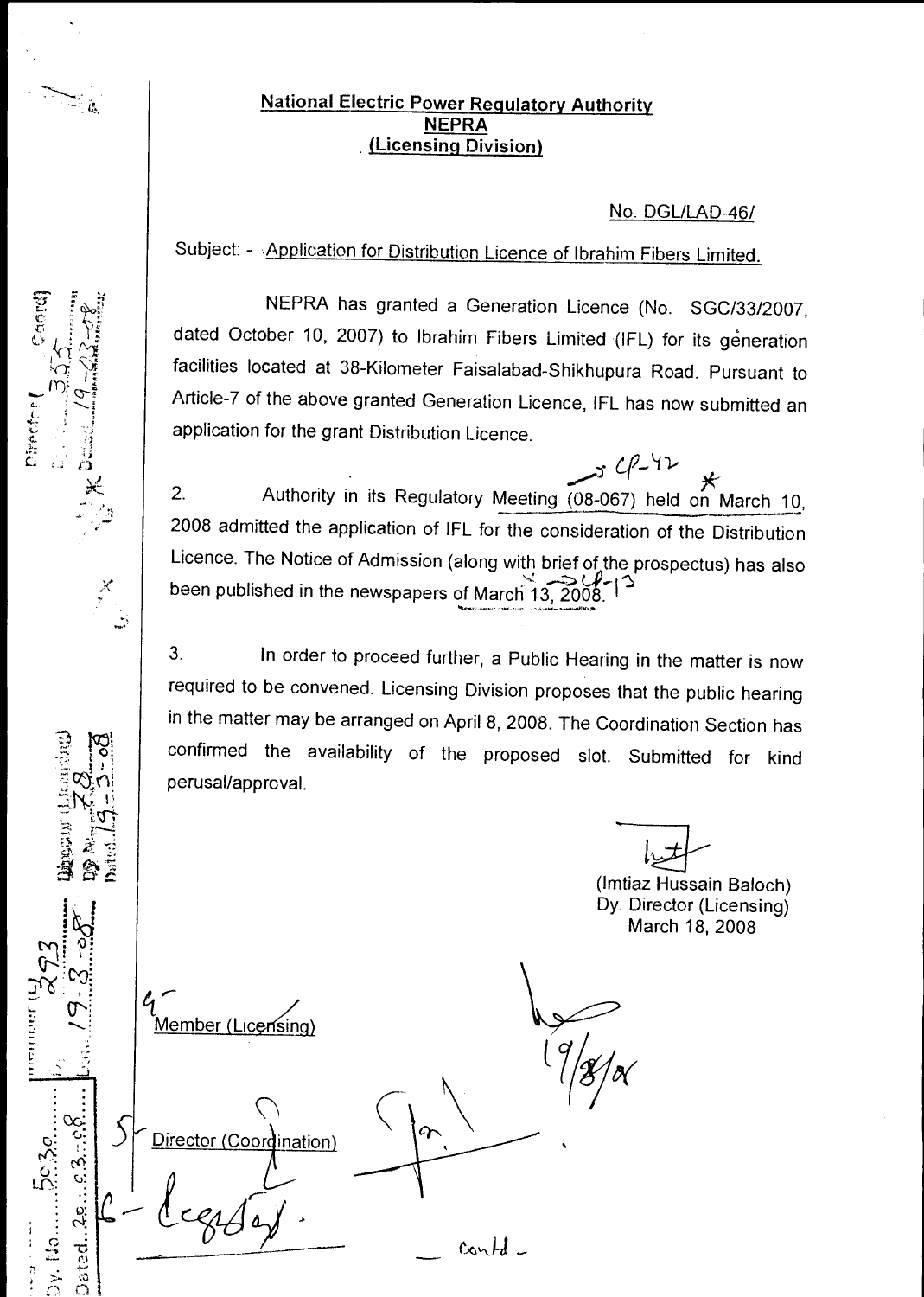**National Electric Power Regulatory Authority**
**NEPRA**
**(Licensing Division)**

No. DGL/LAD-46/

Subject: - Application for Distribution Licence of Ibrahim Fibers Limited.

NEPRA has granted a Generation Licence (No. SGC/33/2007, dated October 10, 2007) to Ibrahim Fibers Limited (IFL) for its generation facilities located at 38-Kilometer Faisalabad-Shikhupura Road. Pursuant to Article-7 of the above granted Generation Licence, IFL has now submitted an application for the grant Distribution Licence.

2. Authority in its Regulatory Meeting (08-067) held on March 10, 2008 admitted the application of IFL for the consideration of the Distribution Licence. The Notice of Admission (along with brief of the prospectus) has also been published in the newspapers of March 13, 2008.

3. In order to proceed further, a Public Hearing in the matter is now required to be convened. Licensing Division proposes that the public hearing in the matter may be arranged on April 8, 2008. The Coordination Section has confirmed the availability of the proposed slot. Submitted for kind perusal/approval.

(Imtiaz Hussain Baloch)
Dy. Director (Licensing)
March 18, 2008

Member (Licensing)

19/3/08

Director (Coordination)

Contd -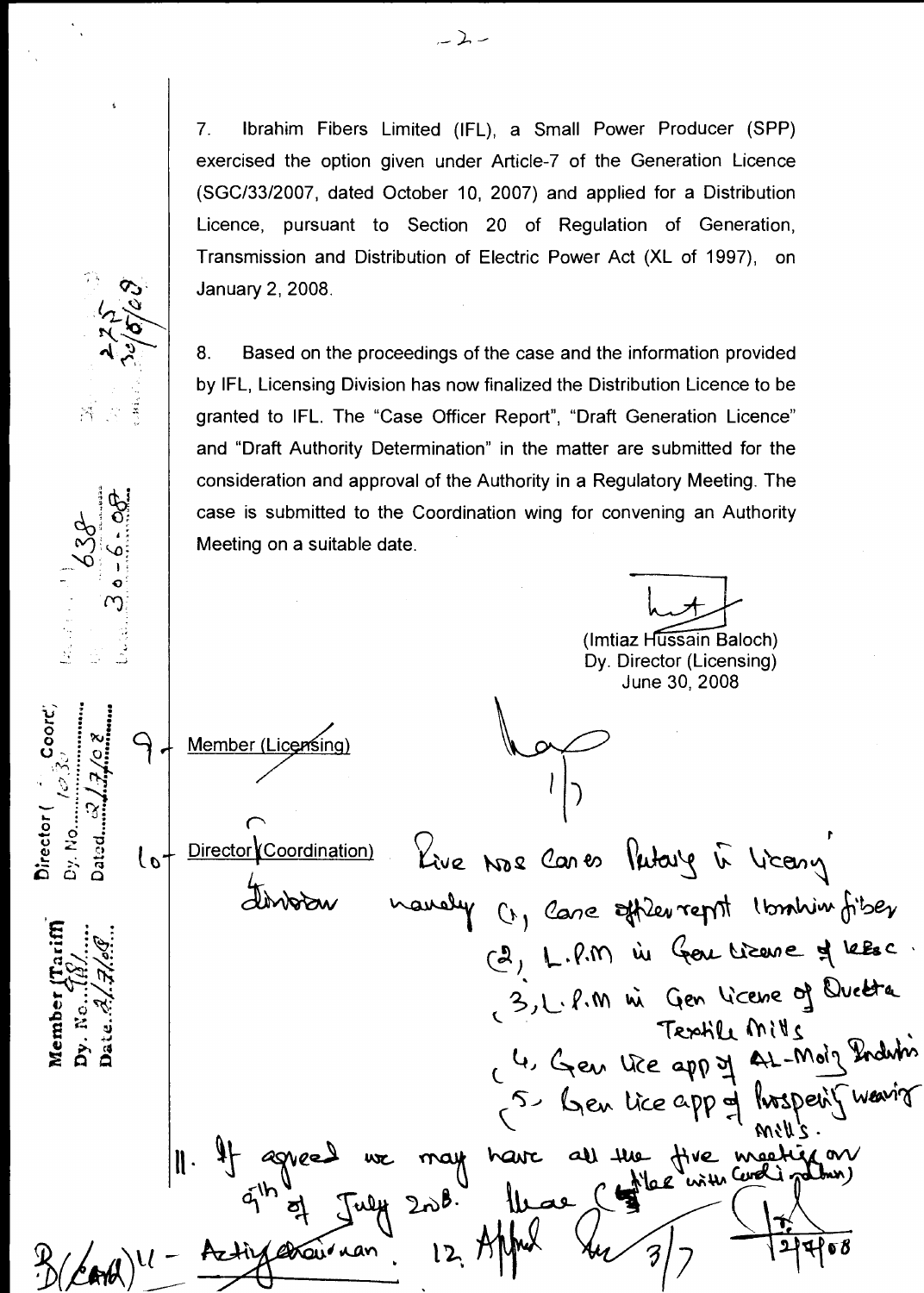7. Ibrahim Fibers Limited (IFL), a Small Power Producer (SPP) exercised the option given under Article-7 of the Generation Licence (SGC/33/2007, dated October 10, 2007) and applied for a Distribution Licence, pursuant to Section 20 of Regulation of Generation, Transmission and Distribution of Electric Power Act (XL of 1997), on January 2, 2008.

8. Based on the proceedings of the case and the information provided by IFL, Licensing Division has now finalized the Distribution Licence to be granted to IFL. The "Case Officer Report", "Draft Generation Licence" and "Draft Authority Determination" in the matter are submitted for the consideration and approval of the Authority in a Regulatory Meeting. The case is submitted to the Coordination wing for convening an Authority Meeting on a suitable date.

(Imtiaz Hussain Baloch)
Dy. Director (Licensing)
June 30, 2008

9- Member (Licensing)

10- Director (Coordination)

Five Nos Cases Pertaining to Licensing namely (1) Case officer report Ibrahim fiber (2) L.P.M in Gen Licence of KESC (3) L.P.M in Gen Licence of Quetta Textile Mills (4) Gen Lice app of AL-Moiz Industries (5) Gen Lice app of Prosperity Weaving Mills.

11. If agreed we may have all the five meetings on 9th of July 2008. (date with Coordination)

B (Coord) 11 - Acting Chairman. 12. Approved 3/7

Director (Coord) Dy. No. 1030 Dated 2/7/08

Member (Tariff) Dy. No. 181 Date 2/7/08

Dy. No. 638 Dated 30-6-08

275 30/6/08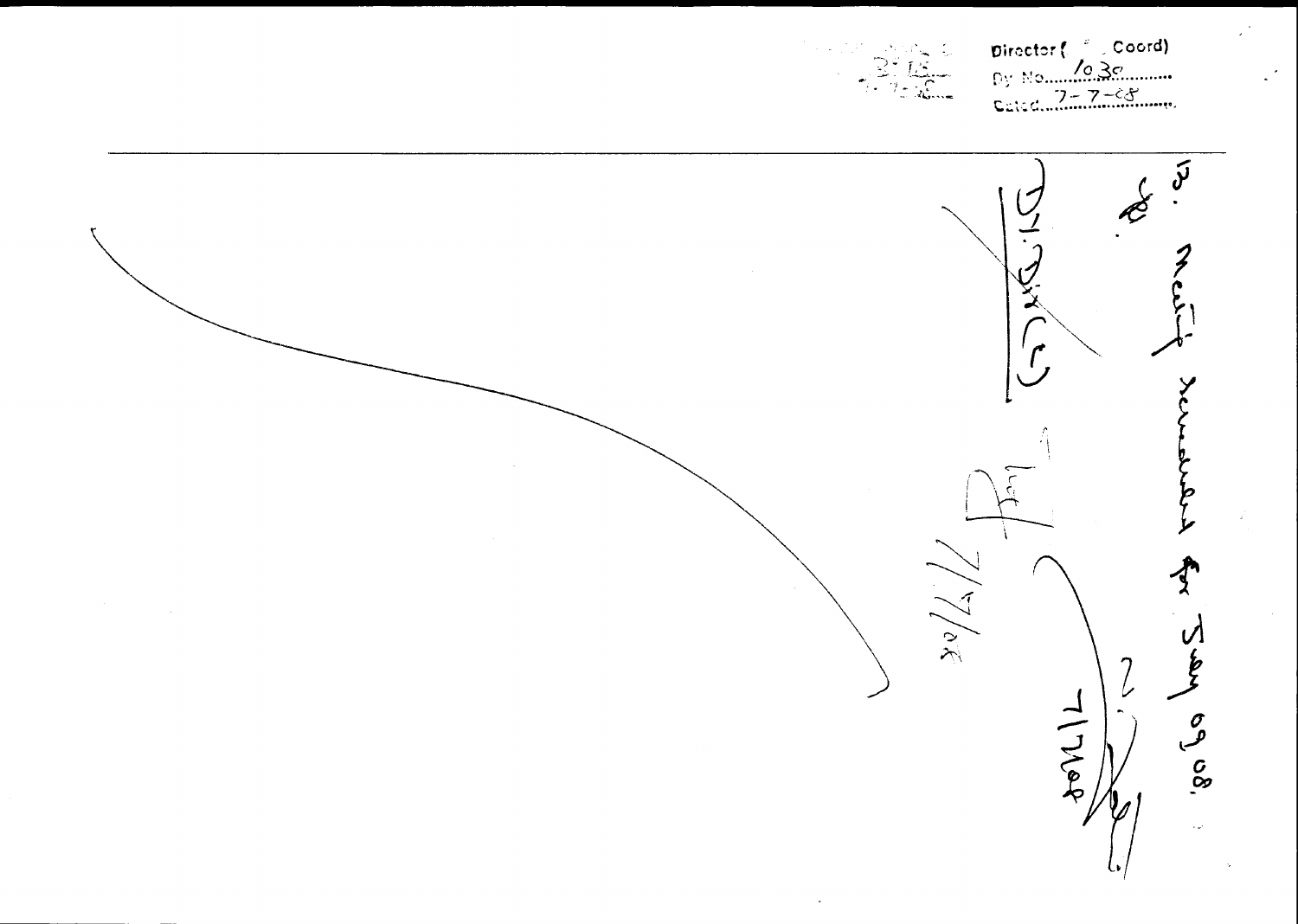Director ( Coord)
Dy No. 1030
Dated 7-7-08

D. Notify Screened for Jan yr 09 08.

Dy. Dir (L)

20/7/08

7/7/08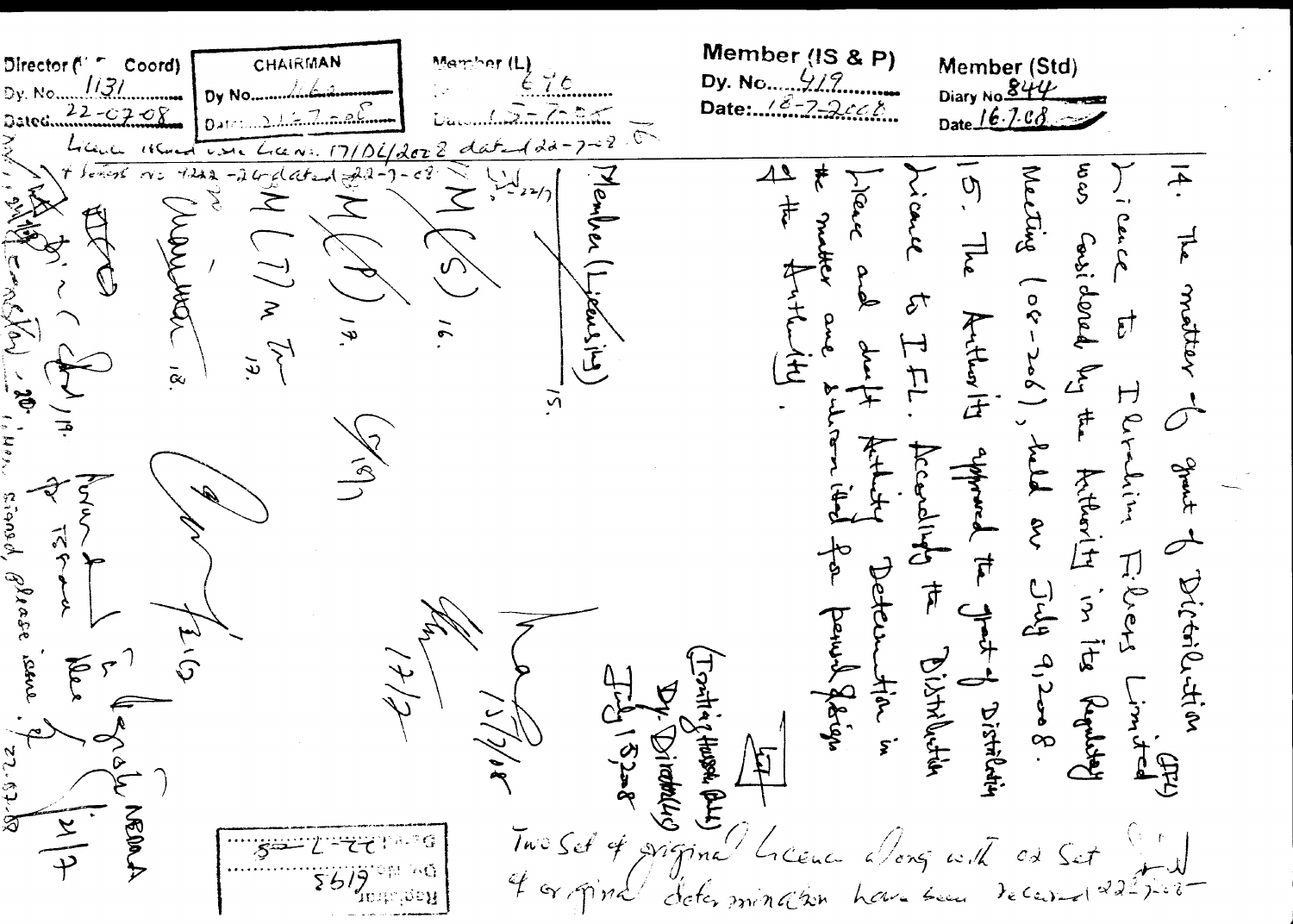| Director (I-F Coord) | CHAIRMAN | Member (L) | Member (IS & P) | Member (Std) |
|---|---|---|---|---|
| Dy. No. 1131 | Dy No. 1162 | 676 | Dy. No. 419 | Diary No. 844 |
| Dated 22-07-08 | Date 21-7-08 | Date 15-7-08 | Date: 18-7-2008 | Date 16.7.08 |

Licence issued vide Licence No. 17/DL/2008 dated 22-7-08 & letter no 4282-2008 dated 22-7-08

14. The matter of grant of Distribution Licence to Ibrahim Fibers Limited (IFL) was considered by the Authority in its Regulatory Meeting (08-206), held on July 9, 2008.

15. The Authority approved the grant of Distribution Licence to IFL. Accordingly the Distribution Licence and draft Authority Determination in the matter are submitted for perusal & sign of the Authority.

(Tanvir Hussain Gill)
Dy. Director (Lic)
July 15, 2008

Member (Licensing) 15.

M (S) 16.

M (P) 17.

M (T) M Tr 17.

Chairman 18.

Registrar 19.

ADD (Lic) 20.

Forwarded to Registrar to please sign the licence.

Signed, please issue. 22.07.08

Two set of original licence along with 02 set of original determination have been received 22-7-08

Registrar
Dy No. 6195
Dated 22-7-08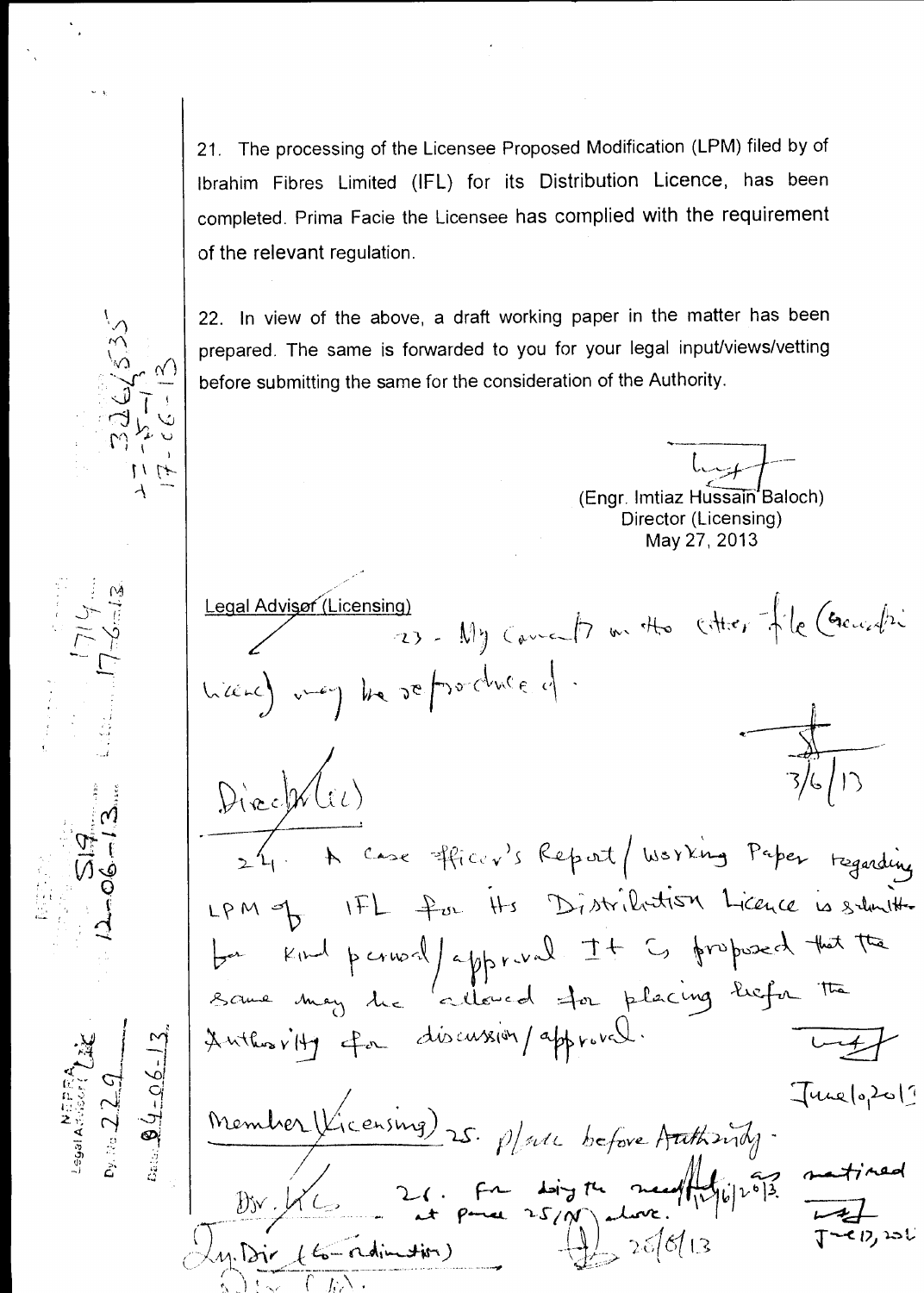21. The processing of the Licensee Proposed Modification (LPM) filed by of Ibrahim Fibres Limited (IFL) for its Distribution Licence, has been completed. Prima Facie the Licensee has complied with the requirement of the relevant regulation.

22. In view of the above, a draft working paper in the matter has been prepared. The same is forwarded to you for your legal input/views/vetting before submitting the same for the consideration of the Authority.

(Engr. Imtiaz Hussain Baloch)
Director (Licensing)
May 27, 2013

Legal Advisor (Licensing)

23. My comments on the other file (Gharibwal Cement) may be reproduced.

3/6/13

Director (Lic)

24. A Case Officer's Report / Working Paper regarding LPM of IFL for its Distribution Licence is submitted for kind perusal/approval. It is proposed that the same may be allowed for placing before the Authority for discussion/approval.

June 10, 2013

Member (Licensing) 25. Place before Authority.

Dir. (Lic) 26. For doing the needful as ratified at para 25/N above.

12/6/2013

26/6/13

June 17, 2013

Dy. Dir (Coordination)

Legal Advisor (Lic) Dy. No. 229 Date 04-06-13

519 12-06-13

1714 17-6-13

326/535 17-6-13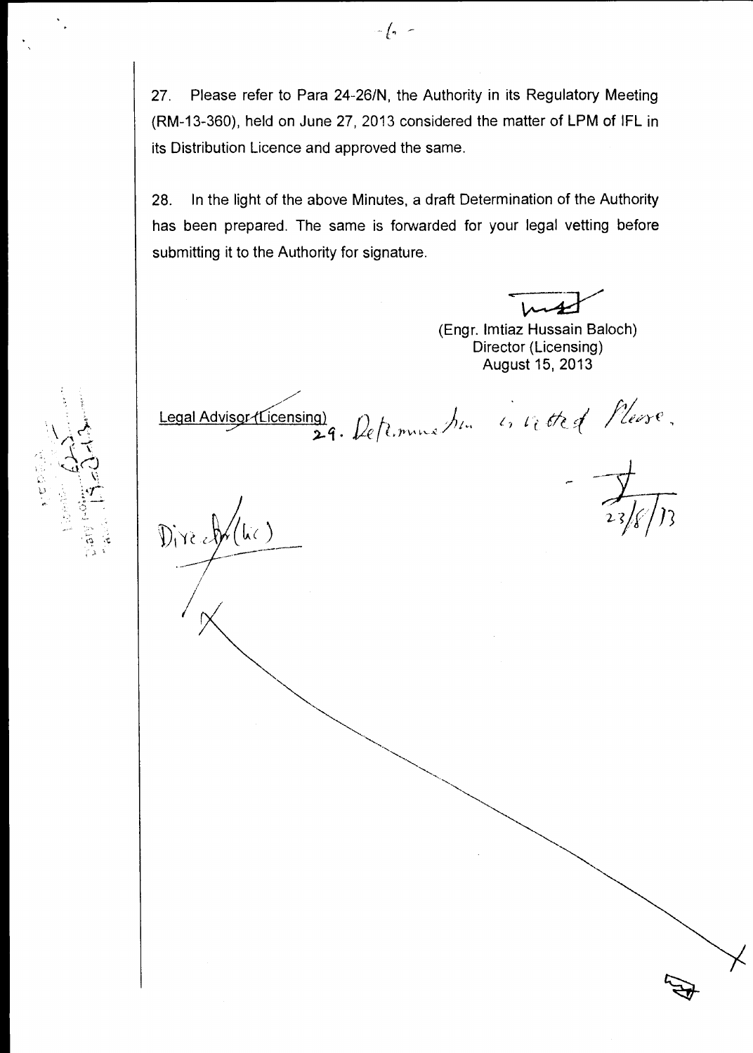27. Please refer to Para 24-26/N, the Authority in its Regulatory Meeting (RM-13-360), held on June 27, 2013 considered the matter of LPM of IFL in its Distribution Licence and approved the same.

28. In the light of the above Minutes, a draft Determination of the Authority has been prepared. The same is forwarded for your legal vetting before submitting it to the Authority for signature.

(Engr. Imtiaz Hussain Baloch)
Director (Licensing)
August 15, 2013

Legal Advisor (Licensing) 29. Determination is vetted Please.

23/8/13

Director (Lic)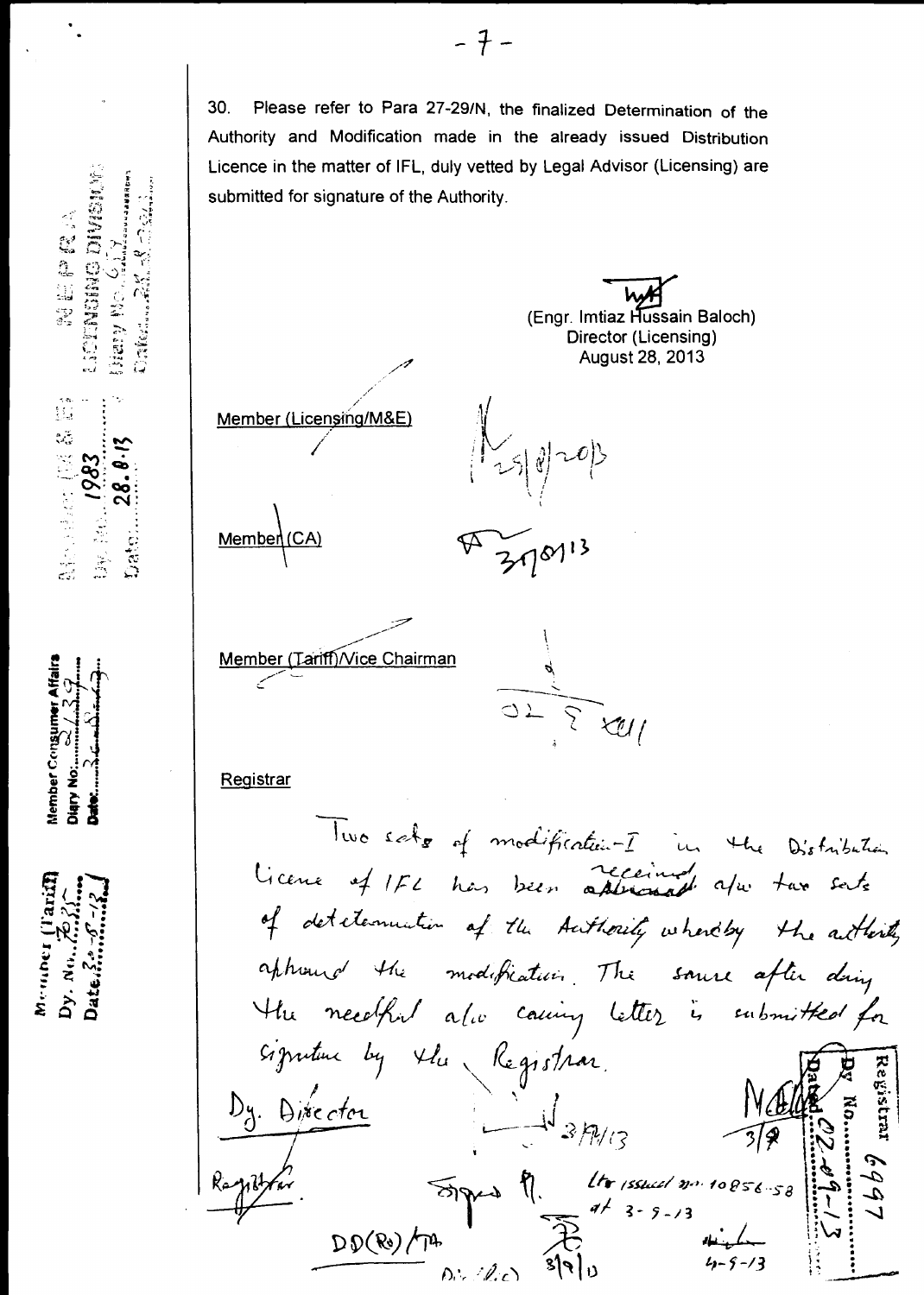30. Please refer to Para 27-29/N, the finalized Determination of the Authority and Modification made in the already issued Distribution Licence in the matter of IFL, duly vetted by Legal Advisor (Licensing) are submitted for signature of the Authority.

(Engr. Imtiaz Hussain Baloch)
Director (Licensing)
August 28, 2013

Member (Licensing/M&E)

29/8/2013

Member (CA)

3/9/13

Member (Tariff)/Vice Chairman

02 September 2013

Registrar

Two sets of modification-I in the Distribution Licence of IFL has been received a/w two sets of determination of the Authority whereby the authority approved the modification. The same after doing the needful a/w covering letter is submitted for signature by the Registrar.

Dy. Director

3/9/13

3/9

Registrar

Signed ?.

Ltr issued no. 10856-58 dt 3-9-13

4-9-13

DD(R&) / TA

Dir (R.C)

3/9/13

Member (Tariff) Dy. No. 7035 Date 30-8-13

Member Consumer Affairs Diary No. 2139 Date 30-8-13

Member (M&E) Dy. No. 1983 Date 28.8.13

NEPRA LICENSING DIVISION Diary No. 617 Dated 28-8-2013

Registrar Dy No. 6997 Dated 02-09-13